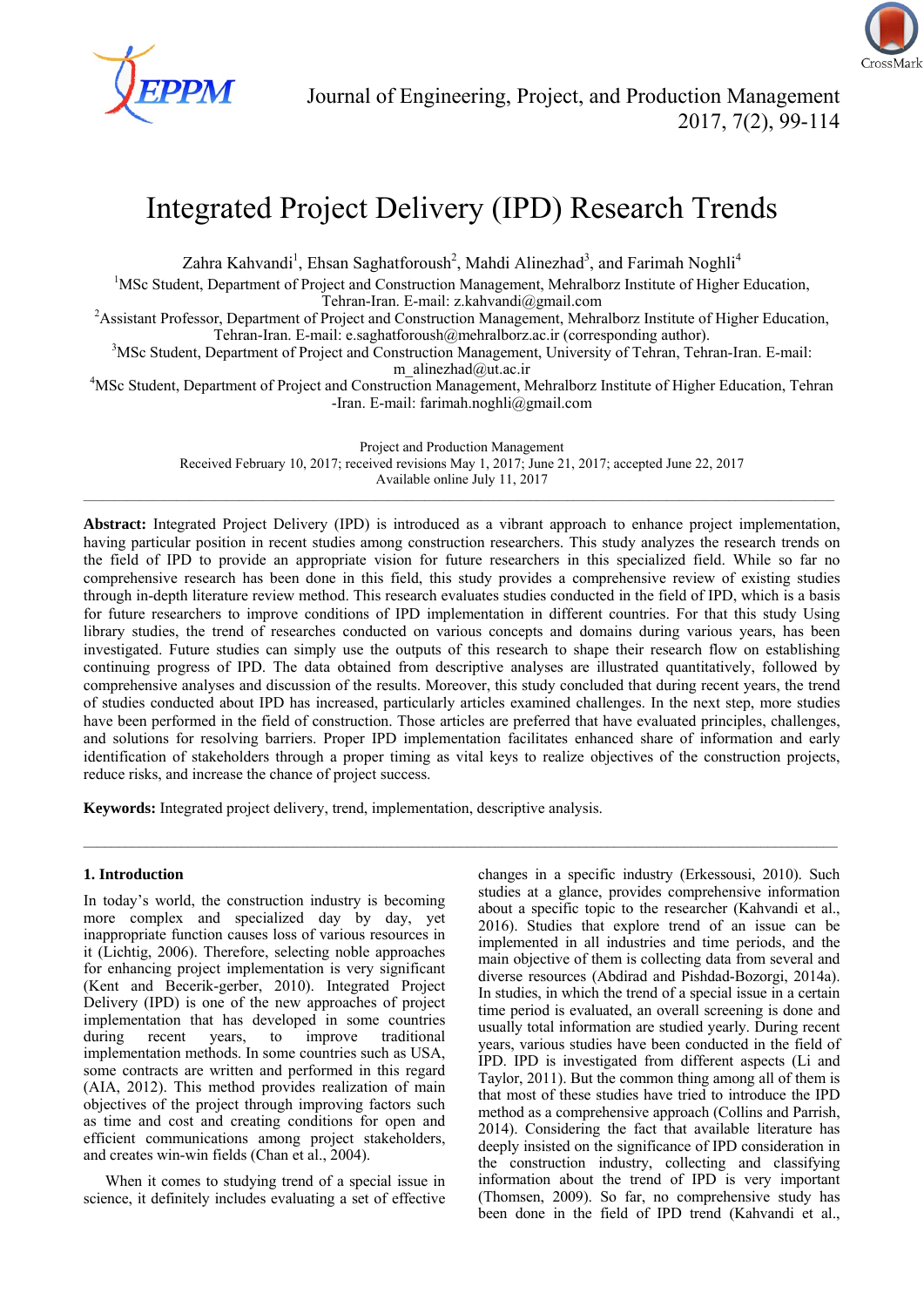# Integrated Project Delivery (IPD) Research Trends

Zahra Kahvandi[1], Ehsan Saghatforoush[2], Mahdi Alinezhad[3], and Farimah Noghli[4]

[1]MSc Student, Department of Project and Construction Management, Mehralborz Institute of Higher Education, Tehran-Iran. E-mail: z.kahvandi@gmail.com

[2]Assistant Professor, Department of Project and Construction Management, Mehralborz Institute of Higher Education, Tehran-Iran. E-mail: e.saghatforoush@mehralborz.ac.ir (corresponding author).

[3]MSc Student, Department of Project and Construction Management, University of Tehran, Tehran-Iran. E-mail: m_alinezhad@ut.ac.ir

[4]MSc Student, Department of Project and Construction Management, Mehralborz Institute of Higher Education, Tehran -Iran. E-mail: farimah.noghli@gmail.com

Project and Production Management
Received February 10, 2017; received revisions May 1, 2017; June 21, 2017; accepted June 22, 2017
Available online July 11, 2017

---

**Abstract:** Integrated Project Delivery (IPD) is introduced as a vibrant approach to enhance project implementation, having particular position in recent studies among construction researchers. This study analyzes the research trends on the field of IPD to provide an appropriate vision for future researchers in this specialized field. While so far no comprehensive research has been done in this field, this study provides a comprehensive review of existing studies through in-depth literature review method. This research evaluates studies conducted in the field of IPD, which is a basis for future researchers to improve conditions of IPD implementation in different countries. For that this study Using library studies, the trend of researches conducted on various concepts and domains during various years, has been investigated. Future studies can simply use the outputs of this research to shape their research flow on establishing continuing progress of IPD. The data obtained from descriptive analyses are illustrated quantitatively, followed by comprehensive analyses and discussion of the results. Moreover, this study concluded that during recent years, the trend of studies conducted about IPD has increased, particularly articles examined challenges. In the next step, more studies have been performed in the field of construction. Those articles are preferred that have evaluated principles, challenges, and solutions for resolving barriers. Proper IPD implementation facilitates enhanced share of information and early identification of stakeholders through a proper timing as vital keys to realize objectives of the construction projects, reduce risks, and increase the chance of project success.

**Keywords:** Integrated project delivery, trend, implementation, descriptive analysis.

---

## 1. Introduction

In today's world, the construction industry is becoming more complex and specialized day by day, yet inappropriate function causes loss of various resources in it (Lichtig, 2006). Therefore, selecting noble approaches for enhancing project implementation is very significant (Kent and Becerik-gerber, 2010). Integrated Project Delivery (IPD) is one of the new approaches of project implementation that has developed in some countries during recent years, to improve traditional implementation methods. In some countries such as USA, some contracts are written and performed in this regard (AIA, 2012). This method provides realization of main objectives of the project through improving factors such as time and cost and creating conditions for open and efficient communications among project stakeholders, and creates win-win fields (Chan et al., 2004).

When it comes to studying trend of a special issue in science, it definitely includes evaluating a set of effective changes in a specific industry (Erkessousi, 2010). Such studies at a glance, provides comprehensive information about a specific topic to the researcher (Kahvandi et al., 2016). Studies that explore trend of an issue can be implemented in all industries and time periods, and the main objective of them is collecting data from several and diverse resources (Abdirad and Pishdad-Bozorgi, 2014a). In studies, in which the trend of a special issue in a certain time period is evaluated, an overall screening is done and usually total information are studied yearly. During recent years, various studies have been conducted in the field of IPD. IPD is investigated from different aspects (Li and Taylor, 2011). But the common thing among all of them is that most of these studies have tried to introduce the IPD method as a comprehensive approach (Collins and Parrish, 2014). Considering the fact that available literature has deeply insisted on the significance of IPD consideration in the construction industry, collecting and classifying information about the trend of IPD is very important (Thomsen, 2009). So far, no comprehensive study has been done in the field of IPD trend (Kahvandi et al.,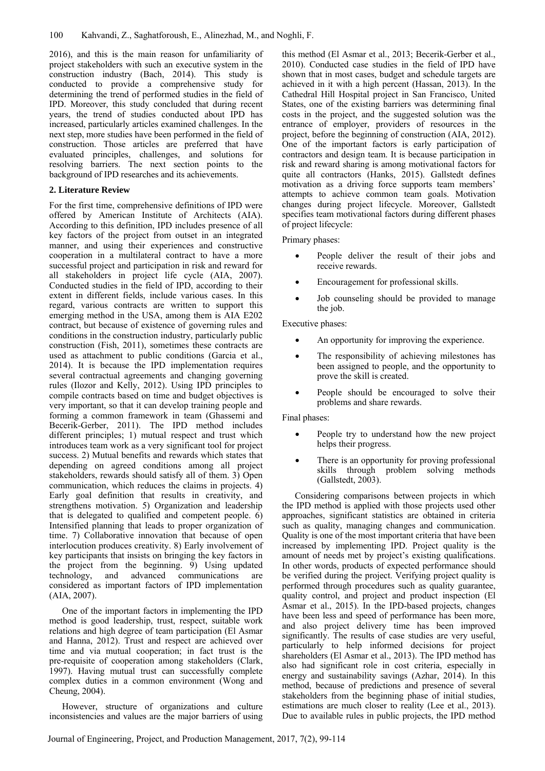2016), and this is the main reason for unfamiliarity of project stakeholders with such an executive system in the construction industry (Bach, 2014). This study is conducted to provide a comprehensive study for determining the trend of performed studies in the field of IPD. Moreover, this study concluded that during recent years, the trend of studies conducted about IPD has increased, particularly articles examined challenges. In the next step, more studies have been performed in the field of construction. Those articles are preferred that have evaluated principles, challenges, and solutions for resolving barriers. The next section points to the background of IPD researches and its achievements.

## 2. Literature Review

For the first time, comprehensive definitions of IPD were offered by American Institute of Architects (AIA). According to this definition, IPD includes presence of all key factors of the project from outset in an integrated manner, and using their experiences and constructive cooperation in a multilateral contract to have a more successful project and participation in risk and reward for all stakeholders in project life cycle (AIA, 2007). Conducted studies in the field of IPD, according to their extent in different fields, include various cases. In this regard, various contracts are written to support this emerging method in the USA, among them is AIA E202 contract, but because of existence of governing rules and conditions in the construction industry, particularly public construction (Fish, 2011), sometimes these contracts are used as attachment to public conditions (Garcia et al., 2014). It is because the IPD implementation requires several contractual agreements and changing governing rules (Ilozor and Kelly, 2012). Using IPD principles to compile contracts based on time and budget objectives is very important, so that it can develop training people and forming a common framework in team (Ghassemi and Becerik-Gerber, 2011). The IPD method includes different principles; 1) mutual respect and trust which introduces team work as a very significant tool for project success. 2) Mutual benefits and rewards which states that depending on agreed conditions among all project stakeholders, rewards should satisfy all of them. 3) Open communication, which reduces the claims in projects. 4) Early goal definition that results in creativity, and strengthens motivation. 5) Organization and leadership that is delegated to qualified and competent people. 6) Intensified planning that leads to proper organization of time. 7) Collaborative innovation that because of open interlocution produces creativity. 8) Early involvement of key participants that insists on bringing the key factors in the project from the beginning. 9) Using updated technology, and advanced communications are considered as important factors of IPD implementation (AIA, 2007).

One of the important factors in implementing the IPD method is good leadership, trust, respect, suitable work relations and high degree of team participation (El Asmar and Hanna, 2012). Trust and respect are achieved over time and via mutual cooperation; in fact trust is the pre-requisite of cooperation among stakeholders (Clark, 1997). Having mutual trust can successfully complete complex duties in a common environment (Wong and Cheung, 2004).

However, structure of organizations and culture inconsistencies and values are the major barriers of using this method (El Asmar et al., 2013; Becerik-Gerber et al., 2010). Conducted case studies in the field of IPD have shown that in most cases, budget and schedule targets are achieved in it with a high percent (Hassan, 2013). In the Cathedral Hill Hospital project in San Francisco, United States, one of the existing barriers was determining final costs in the project, and the suggested solution was the entrance of employer, providers of resources in the project, before the beginning of construction (AIA, 2012). One of the important factors is early participation of contractors and design team. It is because participation in risk and reward sharing is among motivational factors for quite all contractors (Hanks, 2015). Gallstedt defines motivation as a driving force supports team members' attempts to achieve common team goals. Motivation changes during project lifecycle. Moreover, Gallstedt specifies team motivational factors during different phases of project lifecycle:

Primary phases:

- People deliver the result of their jobs and receive rewards.
- Encouragement for professional skills.
- Job counseling should be provided to manage the job.

Executive phases:

- An opportunity for improving the experience.
- The responsibility of achieving milestones has been assigned to people, and the opportunity to prove the skill is created.
- People should be encouraged to solve their problems and share rewards.

Final phases:

- People try to understand how the new project helps their progress.
- There is an opportunity for proving professional skills through problem solving methods (Gallstedt, 2003).

Considering comparisons between projects in which the IPD method is applied with those projects used other approaches, significant statistics are obtained in criteria such as quality, managing changes and communication. Quality is one of the most important criteria that have been increased by implementing IPD. Project quality is the amount of needs met by project's existing qualifications. In other words, products of expected performance should be verified during the project. Verifying project quality is performed through procedures such as quality guarantee, quality control, and project and product inspection (El Asmar et al., 2015). In the IPD-based projects, changes have been less and speed of performance has been more, and also project delivery time has been improved significantly. The results of case studies are very useful, particularly to help informed decisions for project shareholders (El Asmar et al., 2013). The IPD method has also had significant role in cost criteria, especially in energy and sustainability savings (Azhar, 2014). In this method, because of predictions and presence of several stakeholders from the beginning phase of initial studies, estimations are much closer to reality (Lee et al., 2013). Due to available rules in public projects, the IPD method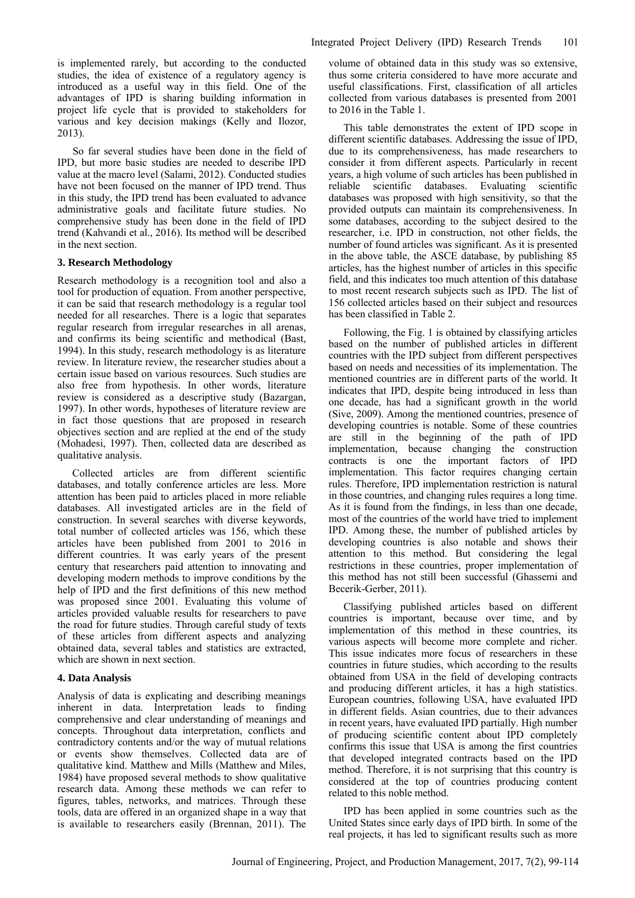is implemented rarely, but according to the conducted studies, the idea of existence of a regulatory agency is introduced as a useful way in this field. One of the advantages of IPD is sharing building information in project life cycle that is provided to stakeholders for various and key decision makings (Kelly and Ilozor, 2013).

So far several studies have been done in the field of IPD, but more basic studies are needed to describe IPD value at the macro level (Salami, 2012). Conducted studies have not been focused on the manner of IPD trend. Thus in this study, the IPD trend has been evaluated to advance administrative goals and facilitate future studies. No comprehensive study has been done in the field of IPD trend (Kahvandi et al., 2016). Its method will be described in the next section.

## 3. Research Methodology

Research methodology is a recognition tool and also a tool for production of equation. From another perspective, it can be said that research methodology is a regular tool needed for all researches. There is a logic that separates regular research from irregular researches in all arenas, and confirms its being scientific and methodical (Bast, 1994). In this study, research methodology is as literature review. In literature review, the researcher studies about a certain issue based on various resources. Such studies are also free from hypothesis. In other words, literature review is considered as a descriptive study (Bazargan, 1997). In other words, hypotheses of literature review are in fact those questions that are proposed in research objectives section and are replied at the end of the study (Mohadesi, 1997). Then, collected data are described as qualitative analysis.

Collected articles are from different scientific databases, and totally conference articles are less. More attention has been paid to articles placed in more reliable databases. All investigated articles are in the field of construction. In several searches with diverse keywords, total number of collected articles was 156, which these articles have been published from 2001 to 2016 in different countries. It was early years of the present century that researchers paid attention to innovating and developing modern methods to improve conditions by the help of IPD and the first definitions of this new method was proposed since 2001. Evaluating this volume of articles provided valuable results for researchers to pave the road for future studies. Through careful study of texts of these articles from different aspects and analyzing obtained data, several tables and statistics are extracted, which are shown in next section.

## 4. Data Analysis

Analysis of data is explicating and describing meanings inherent in data. Interpretation leads to finding comprehensive and clear understanding of meanings and concepts. Throughout data interpretation, conflicts and contradictory contents and/or the way of mutual relations or events show themselves. Collected data are of qualitative kind. Matthew and Mills (Matthew and Miles, 1984) have proposed several methods to show qualitative research data. Among these methods we can refer to figures, tables, networks, and matrices. Through these tools, data are offered in an organized shape in a way that is available to researchers easily (Brennan, 2011). The volume of obtained data in this study was so extensive, thus some criteria considered to have more accurate and useful classifications. First, classification of all articles collected from various databases is presented from 2001 to 2016 in the Table 1.

This table demonstrates the extent of IPD scope in different scientific databases. Addressing the issue of IPD, due to its comprehensiveness, has made researchers to consider it from different aspects. Particularly in recent years, a high volume of such articles has been published in reliable scientific databases. Evaluating scientific databases was proposed with high sensitivity, so that the provided outputs can maintain its comprehensiveness. In some databases, according to the subject desired to the researcher, i.e. IPD in construction, not other fields, the number of found articles was significant. As it is presented in the above table, the ASCE database, by publishing 85 articles, has the highest number of articles in this specific field, and this indicates too much attention of this database to most recent research subjects such as IPD. The list of 156 collected articles based on their subject and resources has been classified in Table 2.

Following, the Fig. 1 is obtained by classifying articles based on the number of published articles in different countries with the IPD subject from different perspectives based on needs and necessities of its implementation. The mentioned countries are in different parts of the world. It indicates that IPD, despite being introduced in less than one decade, has had a significant growth in the world (Sive, 2009). Among the mentioned countries, presence of developing countries is notable. Some of these countries are still in the beginning of the path of IPD implementation, because changing the construction contracts is one the important factors of IPD implementation. This factor requires changing certain rules. Therefore, IPD implementation restriction is natural in those countries, and changing rules requires a long time. As it is found from the findings, in less than one decade, most of the countries of the world have tried to implement IPD. Among these, the number of published articles by developing countries is also notable and shows their attention to this method. But considering the legal restrictions in these countries, proper implementation of this method has not still been successful (Ghassemi and Becerik-Gerber, 2011).

Classifying published articles based on different countries is important, because over time, and by implementation of this method in these countries, its various aspects will become more complete and richer. This issue indicates more focus of researchers in these countries in future studies, which according to the results obtained from USA in the field of developing contracts and producing different articles, it has a high statistics. European countries, following USA, have evaluated IPD in different fields. Asian countries, due to their advances in recent years, have evaluated IPD partially. High number of producing scientific content about IPD completely confirms this issue that USA is among the first countries that developed integrated contracts based on the IPD method. Therefore, it is not surprising that this country is considered at the top of countries producing content related to this noble method.

IPD has been applied in some countries such as the United States since early days of IPD birth. In some of the real projects, it has led to significant results such as more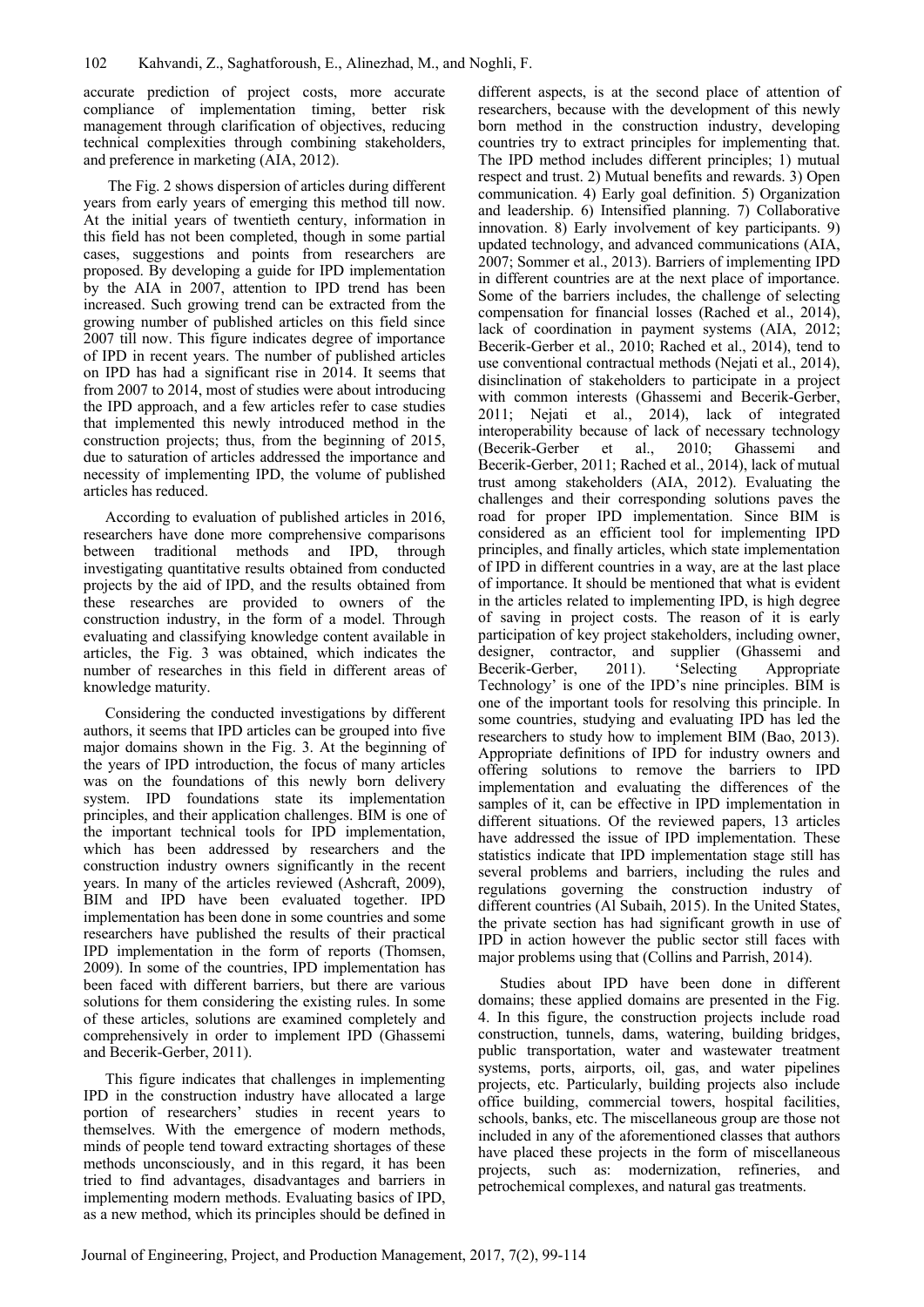accurate prediction of project costs, more accurate compliance of implementation timing, better risk management through clarification of objectives, reducing technical complexities through combining stakeholders, and preference in marketing (AIA, 2012).

The Fig. 2 shows dispersion of articles during different years from early years of emerging this method till now. At the initial years of twentieth century, information in this field has not been completed, though in some partial cases, suggestions and points from researchers are proposed. By developing a guide for IPD implementation by the AIA in 2007, attention to IPD trend has been increased. Such growing trend can be extracted from the growing number of published articles on this field since 2007 till now. This figure indicates degree of importance of IPD in recent years. The number of published articles on IPD has had a significant rise in 2014. It seems that from 2007 to 2014, most of studies were about introducing the IPD approach, and a few articles refer to case studies that implemented this newly introduced method in the construction projects; thus, from the beginning of 2015, due to saturation of articles addressed the importance and necessity of implementing IPD, the volume of published articles has reduced.

According to evaluation of published articles in 2016, researchers have done more comprehensive comparisons between traditional methods and IPD, through investigating quantitative results obtained from conducted projects by the aid of IPD, and the results obtained from these researches are provided to owners of the construction industry, in the form of a model. Through evaluating and classifying knowledge content available in articles, the Fig. 3 was obtained, which indicates the number of researches in this field in different areas of knowledge maturity.

Considering the conducted investigations by different authors, it seems that IPD articles can be grouped into five major domains shown in the Fig. 3. At the beginning of the years of IPD introduction, the focus of many articles was on the foundations of this newly born delivery system. IPD foundations state its implementation principles, and their application challenges. BIM is one of the important technical tools for IPD implementation, which has been addressed by researchers and the construction industry owners significantly in the recent years. In many of the articles reviewed (Ashcraft, 2009), BIM and IPD have been evaluated together. IPD implementation has been done in some countries and some researchers have published the results of their practical IPD implementation in the form of reports (Thomsen, 2009). In some of the countries, IPD implementation has been faced with different barriers, but there are various solutions for them considering the existing rules. In some of these articles, solutions are examined completely and comprehensively in order to implement IPD (Ghassemi and Becerik-Gerber, 2011).

This figure indicates that challenges in implementing IPD in the construction industry have allocated a large portion of researchers' studies in recent years to themselves. With the emergence of modern methods, minds of people tend toward extracting shortages of these methods unconsciously, and in this regard, it has been tried to find advantages, disadvantages and barriers in implementing modern methods. Evaluating basics of IPD, as a new method, which its principles should be defined in different aspects, is at the second place of attention of researchers, because with the development of this newly born method in the construction industry, developing countries try to extract principles for implementing that. The IPD method includes different principles; 1) mutual respect and trust. 2) Mutual benefits and rewards. 3) Open communication. 4) Early goal definition. 5) Organization and leadership. 6) Intensified planning. 7) Collaborative innovation. 8) Early involvement of key participants. 9) updated technology, and advanced communications (AIA, 2007; Sommer et al., 2013). Barriers of implementing IPD in different countries are at the next place of importance. Some of the barriers includes, the challenge of selecting compensation for financial losses (Rached et al., 2014), lack of coordination in payment systems (AIA, 2012; Becerik-Gerber et al., 2010; Rached et al., 2014), tend to use conventional contractual methods (Nejati et al., 2014), disinclination of stakeholders to participate in a project with common interests (Ghassemi and Becerik-Gerber, 2011; Nejati et al., 2014), lack of integrated interoperability because of lack of necessary technology (Becerik-Gerber et al., 2010; Ghassemi and Becerik-Gerber, 2011; Rached et al., 2014), lack of mutual trust among stakeholders (AIA, 2012). Evaluating the challenges and their corresponding solutions paves the road for proper IPD implementation. Since BIM is considered as an efficient tool for implementing IPD principles, and finally articles, which state implementation of IPD in different countries in a way, are at the last place of importance. It should be mentioned that what is evident in the articles related to implementing IPD, is high degree of saving in project costs. The reason of it is early participation of key project stakeholders, including owner, designer, contractor, and supplier (Ghassemi and Becerik-Gerber, 2011). 'Selecting Appropriate Technology' is one of the IPD's nine principles. BIM is one of the important tools for resolving this principle. In some countries, studying and evaluating IPD has led the researchers to study how to implement BIM (Bao, 2013). Appropriate definitions of IPD for industry owners and offering solutions to remove the barriers to IPD implementation and evaluating the differences of the samples of it, can be effective in IPD implementation in different situations. Of the reviewed papers, 13 articles have addressed the issue of IPD implementation. These statistics indicate that IPD implementation stage still has several problems and barriers, including the rules and regulations governing the construction industry of different countries (Al Subaih, 2015). In the United States, the private section has had significant growth in use of IPD in action however the public sector still faces with major problems using that (Collins and Parrish, 2014).

Studies about IPD have been done in different domains; these applied domains are presented in the Fig. 4. In this figure, the construction projects include road construction, tunnels, dams, watering, building bridges, public transportation, water and wastewater treatment systems, ports, airports, oil, gas, and water pipelines projects, etc. Particularly, building projects also include office building, commercial towers, hospital facilities, schools, banks, etc. The miscellaneous group are those not included in any of the aforementioned classes that authors have placed these projects in the form of miscellaneous projects, such as: modernization, refineries, and petrochemical complexes, and natural gas treatments.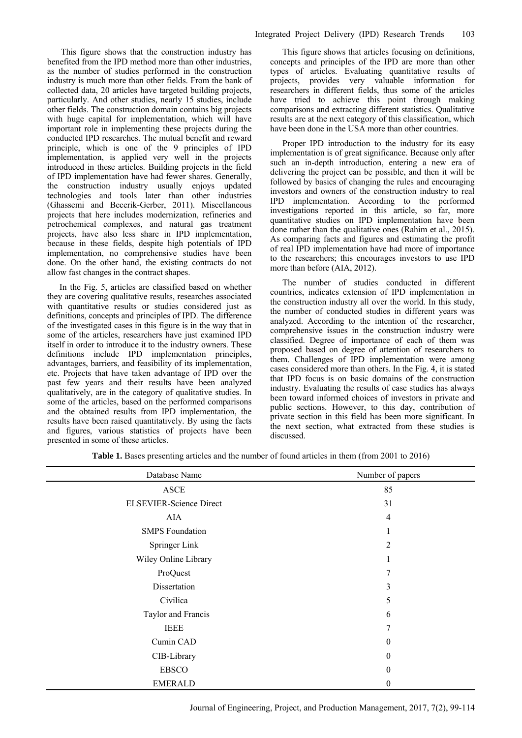This figure shows that the construction industry has benefited from the IPD method more than other industries, as the number of studies performed in the construction industry is much more than other fields. From the bank of collected data, 20 articles have targeted building projects, particularly. And other studies, nearly 15 studies, include other fields. The construction domain contains big projects with huge capital for implementation, which will have important role in implementing these projects during the conducted IPD researches. The mutual benefit and reward principle, which is one of the 9 principles of IPD implementation, is applied very well in the projects introduced in these articles. Building projects in the field of IPD implementation have had fewer shares. Generally, the construction industry usually enjoys updated technologies and tools later than other industries (Ghassemi and Becerik-Gerber, 2011). Miscellaneous projects that here includes modernization, refineries and petrochemical complexes, and natural gas treatment projects, have also less share in IPD implementation, because in these fields, despite high potentials of IPD implementation, no comprehensive studies have been done. On the other hand, the existing contracts do not allow fast changes in the contract shapes.

In the Fig. 5, articles are classified based on whether they are covering qualitative results, researches associated with quantitative results or studies considered just as definitions, concepts and principles of IPD. The difference of the investigated cases in this figure is in the way that in some of the articles, researchers have just examined IPD itself in order to introduce it to the industry owners. These definitions include IPD implementation principles, advantages, barriers, and feasibility of its implementation, etc. Projects that have taken advantage of IPD over the past few years and their results have been analyzed qualitatively, are in the category of qualitative studies. In some of the articles, based on the performed comparisons and the obtained results from IPD implementation, the results have been raised quantitatively. By using the facts and figures, various statistics of projects have been presented in some of these articles.

This figure shows that articles focusing on definitions, concepts and principles of the IPD are more than other types of articles. Evaluating quantitative results of projects, provides very valuable information for researchers in different fields, thus some of the articles have tried to achieve this point through making comparisons and extracting different statistics. Qualitative results are at the next category of this classification, which have been done in the USA more than other countries.

Proper IPD introduction to the industry for its easy implementation is of great significance. Because only after such an in-depth introduction, entering a new era of delivering the project can be possible, and then it will be followed by basics of changing the rules and encouraging investors and owners of the construction industry to real IPD implementation. According to the performed investigations reported in this article, so far, more quantitative studies on IPD implementation have been done rather than the qualitative ones (Rahim et al., 2015). As comparing facts and figures and estimating the profit of real IPD implementation have had more of importance to the researchers; this encourages investors to use IPD more than before (AIA, 2012).

The number of studies conducted in different countries, indicates extension of IPD implementation in the construction industry all over the world. In this study, the number of conducted studies in different years was analyzed. According to the intention of the researcher, comprehensive issues in the construction industry were classified. Degree of importance of each of them was proposed based on degree of attention of researchers to them. Challenges of IPD implementation were among cases considered more than others. In the Fig. 4, it is stated that IPD focus is on basic domains of the construction industry. Evaluating the results of case studies has always been toward informed choices of investors in private and public sections. However, to this day, contribution of private section in this field has been more significant. In the next section, what extracted from these studies is discussed.

**Table 1.** Bases presenting articles and the number of found articles in them (from 2001 to 2016)

| Database Name | Number of papers |
|---|---|
| ASCE | 85 |
| ELSEVIER-Science Direct | 31 |
| AIA | 4 |
| SMPS Foundation | 1 |
| Springer Link | 2 |
| Wiley Online Library | 1 |
| ProQuest | 7 |
| Dissertation | 3 |
| Civilica | 5 |
| Taylor and Francis | 6 |
| IEEE | 7 |
| Cumin CAD | 0 |
| CIB-Library | 0 |
| EBSCO | 0 |
| EMERALD | 0 |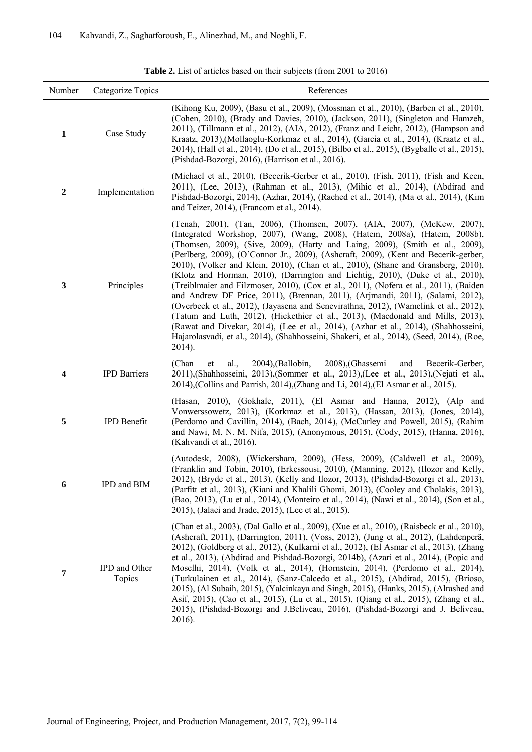**Table 2.** List of articles based on their subjects (from 2001 to 2016)

| Number | Categorize Topics | References |
|---|---|---|
| **1** | Case Study | (Kihong Ku, 2009), (Basu et al., 2009), (Mossman et al., 2010), (Barben et al., 2010), (Cohen, 2010), (Brady and Davies, 2010), (Jackson, 2011), (Singleton and Hamzeh, 2011), (Tillmann et al., 2012), (AIA, 2012), (Franz and Leicht, 2012), (Hampson and Kraatz, 2013),(Mollaoglu-Korkmaz et al., 2014), (Garcia et al., 2014), (Kraatz et al., 2014), (Hall et al., 2014), (Do et al., 2015), (Bilbo et al., 2015), (Bygballe et al., 2015), (Pishdad-Bozorgi, 2016), (Harrison et al., 2016). |
| **2** | Implementation | (Michael et al., 2010), (Becerik-Gerber et al., 2010), (Fish, 2011), (Fish and Keen, 2011), (Lee, 2013), (Rahman et al., 2013), (Mihic et al., 2014), (Abdirad and Pishdad-Bozorgi, 2014), (Azhar, 2014), (Rached et al., 2014), (Ma et al., 2014), (Kim and Teizer, 2014), (Francom et al., 2014). |
| **3** | Principles | (Tenah, 2001), (Tan, 2006), (Thomsen, 2007), (AIA, 2007), (McKew, 2007), (Integrated Workshop, 2007), (Wang, 2008), (Hatem, 2008a), (Hatem, 2008b), (Thomsen, 2009), (Sive, 2009), (Harty and Laing, 2009), (Smith et al., 2009), (Perlberg, 2009), (O'Connor Jr., 2009), (Ashcraft, 2009), (Kent and Becerik-gerber, 2010), (Volker and Klein, 2010), (Chan et al., 2010), (Shane and Gransberg, 2010), (Klotz and Horman, 2010), (Darrington and Lichtig, 2010), (Duke et al., 2010), (Treiblmaier and Filzmoser, 2010), (Cox et al., 2011), (Nofera et al., 2011), (Baiden and Andrew DF Price, 2011), (Brennan, 2011), (Arjmandi, 2011), (Salami, 2012), (Overbeek et al., 2012), (Jayasena and Senevirathna, 2012), (Wamelink et al., 2012), (Tatum and Luth, 2012), (Hickethier et al., 2013), (Macdonald and Mills, 2013), (Rawat and Divekar, 2014), (Lee et al., 2014), (Azhar et al., 2014), (Shahhosseini, Hajarolasvadi, et al., 2014), (Shahhosseini, Shakeri, et al., 2014), (Seed, 2014), (Roe, 2014). |
| **4** | IPD Barriers | (Chan et al., 2004),(Ballobin, 2008),(Ghassemi and Becerik-Gerber, 2011),(Shahhosseini, 2013),(Sommer et al., 2013),(Lee et al., 2013),(Nejati et al., 2014),(Collins and Parrish, 2014),(Zhang and Li, 2014),(El Asmar et al., 2015). |
| **5** | IPD Benefit | (Hasan, 2010), (Gokhale, 2011), (El Asmar and Hanna, 2012), (Alp and Vonwerssowetz, 2013), (Korkmaz et al., 2013), (Hassan, 2013), (Jones, 2014), (Perdomo and Cavillin, 2014), (Bach, 2014), (McCurley and Powell, 2015), (Rahim and Nawi, M. N. M. Nifa, 2015), (Anonymous, 2015), (Cody, 2015), (Hanna, 2016), (Kahvandi et al., 2016). |
| **6** | IPD and BIM | (Autodesk, 2008), (Wickersham, 2009), (Hess, 2009), (Caldwell et al., 2009), (Franklin and Tobin, 2010), (Erkessousi, 2010), (Manning, 2012), (Ilozor and Kelly, 2012), (Bryde et al., 2013), (Kelly and Ilozor, 2013), (Pishdad-Bozorgi et al., 2013), (Parfitt et al., 2013), (Kiani and Khalili Ghomi, 2013), (Cooley and Cholakis, 2013), (Bao, 2013), (Lu et al., 2014), (Monteiro et al., 2014), (Nawi et al., 2014), (Son et al., 2015), (Jalaei and Jrade, 2015), (Lee et al., 2015). |
| **7** | IPD and Other Topics | (Chan et al., 2003), (Dal Gallo et al., 2009), (Xue et al., 2010), (Raisbeck et al., 2010), (Ashcraft, 2011), (Darrington, 2011), (Voss, 2012), (Jung et al., 2012), (Lahdenperä, 2012), (Goldberg et al., 2012), (Kulkarni et al., 2012), (El Asmar et al., 2013), (Zhang et al., 2013), (Abdirad and Pishdad-Bozorgi, 2014b), (Azari et al., 2014), (Popic and Moselhi, 2014), (Volk et al., 2014), (Hornstein, 2014), (Perdomo et al., 2014), (Turkulainen et al., 2014), (Sanz-Calcedo et al., 2015), (Abdirad, 2015), (Brioso, 2015), (Al Subaih, 2015), (Yalcinkaya and Singh, 2015), (Hanks, 2015), (Alrashed and Asif, 2015), (Cao et al., 2015), (Lu et al., 2015), (Qiang et al., 2015), (Zhang et al., 2015), (Pishdad-Bozorgi and J.Beliveau, 2016), (Pishdad-Bozorgi and J. Beliveau, 2016). |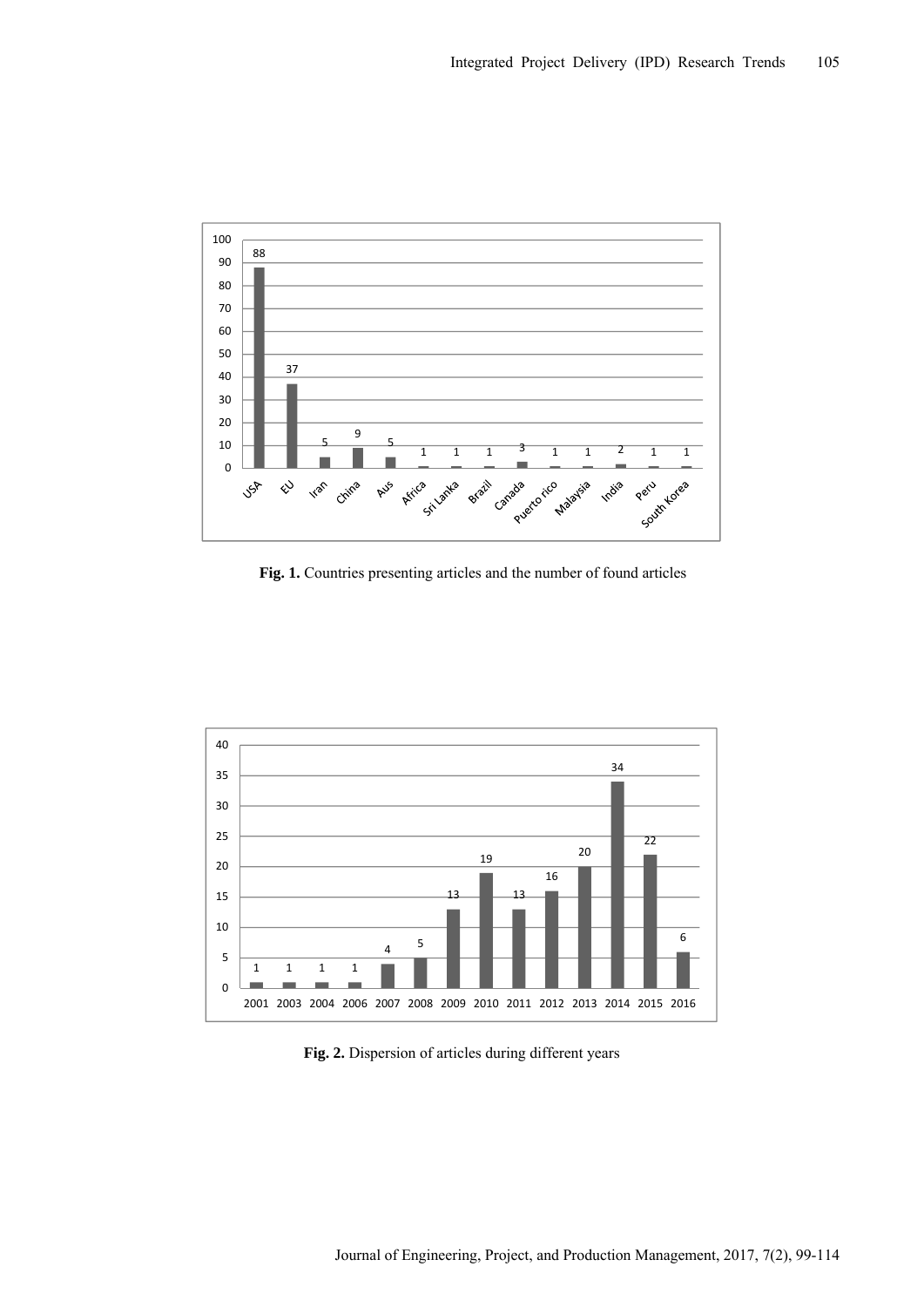Fig. 1. Countries presenting articles and the number of found articles

Fig. 2. Dispersion of articles during different years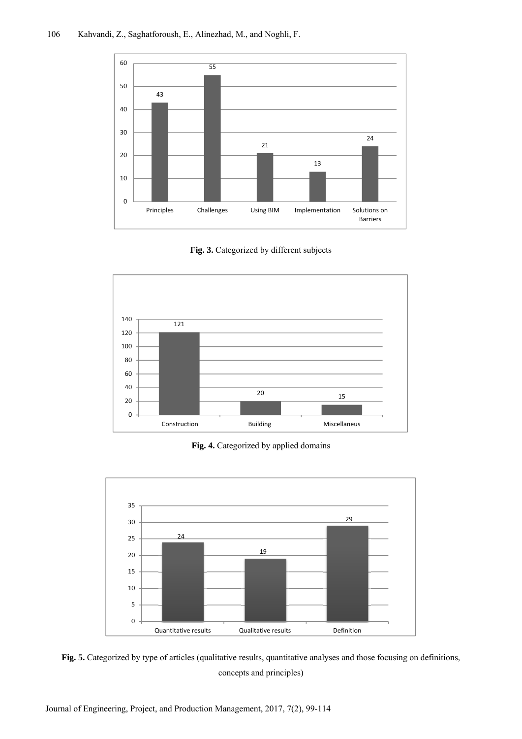| Category | Count |
|---|---|
| Principles | 43 |
| Challenges | 55 |
| Using BIM | 21 |
| Implementation | 13 |
| Solutions on Barriers | 24 |

**Fig. 3.** Categorized by different subjects

| Category | Count |
|---|---|
| Construction | 121 |
| Building | 20 |
| Miscellaneus | 15 |

**Fig. 4.** Categorized by applied domains

| Category | Count |
|---|---|
| Quantitative results | 24 |
| Qualitative results | 19 |
| Definition | 29 |

**Fig. 5.** Categorized by type of articles (qualitative results, quantitative analyses and those focusing on definitions, concepts and principles)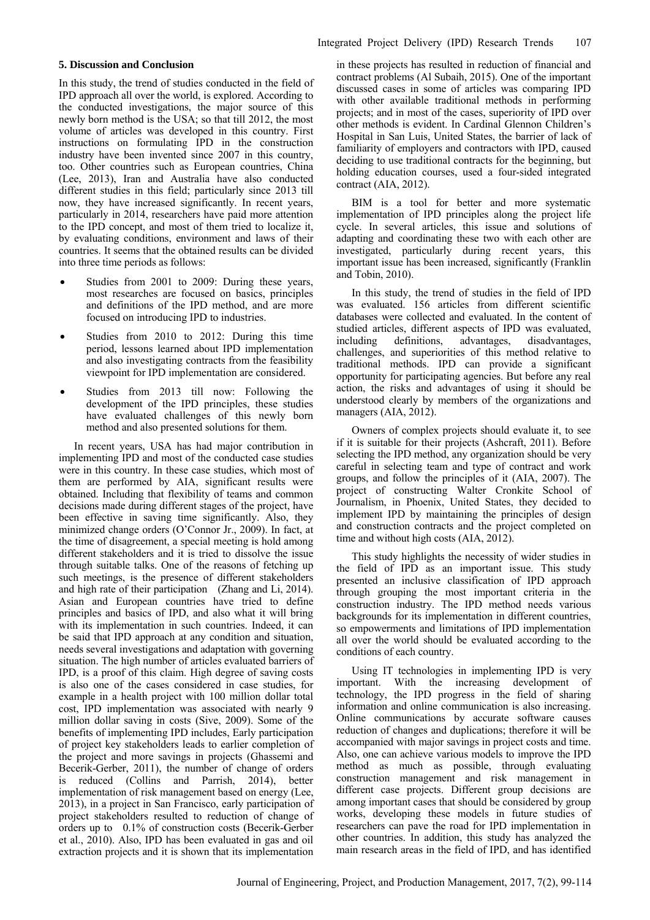## 5. Discussion and Conclusion

In this study, the trend of studies conducted in the field of IPD approach all over the world, is explored. According to the conducted investigations, the major source of this newly born method is the USA; so that till 2012, the most volume of articles was developed in this country. First instructions on formulating IPD in the construction industry have been invented since 2007 in this country, too. Other countries such as European countries, China (Lee, 2013), Iran and Australia have also conducted different studies in this field; particularly since 2013 till now, they have increased significantly. In recent years, particularly in 2014, researchers have paid more attention to the IPD concept, and most of them tried to localize it, by evaluating conditions, environment and laws of their countries. It seems that the obtained results can be divided into three time periods as follows:

- Studies from 2001 to 2009: During these years, most researches are focused on basics, principles and definitions of the IPD method, and are more focused on introducing IPD to industries.
- Studies from 2010 to 2012: During this time period, lessons learned about IPD implementation and also investigating contracts from the feasibility viewpoint for IPD implementation are considered.
- Studies from 2013 till now: Following the development of the IPD principles, these studies have evaluated challenges of this newly born method and also presented solutions for them.

In recent years, USA has had major contribution in implementing IPD and most of the conducted case studies were in this country. In these case studies, which most of them are performed by AIA, significant results were obtained. Including that flexibility of teams and common decisions made during different stages of the project, have been effective in saving time significantly. Also, they minimized change orders (O'Connor Jr., 2009). In fact, at the time of disagreement, a special meeting is hold among different stakeholders and it is tried to dissolve the issue through suitable talks. One of the reasons of fetching up such meetings, is the presence of different stakeholders and high rate of their participation (Zhang and Li, 2014). Asian and European countries have tried to define principles and basics of IPD, and also what it will bring with its implementation in such countries. Indeed, it can be said that IPD approach at any condition and situation, needs several investigations and adaptation with governing situation. The high number of articles evaluated barriers of IPD, is a proof of this claim. High degree of saving costs is also one of the cases considered in case studies, for example in a health project with 100 million dollar total cost, IPD implementation was associated with nearly 9 million dollar saving in costs (Sive, 2009). Some of the benefits of implementing IPD includes, Early participation of project key stakeholders leads to earlier completion of the project and more savings in projects (Ghassemi and Becerik-Gerber, 2011), the number of change of orders is reduced (Collins and Parrish, 2014), better implementation of risk management based on energy (Lee, 2013), in a project in San Francisco, early participation of project stakeholders resulted to reduction of change of orders up to 0.1% of construction costs (Becerik-Gerber et al., 2010). Also, IPD has been evaluated in gas and oil extraction projects and it is shown that its implementation in these projects has resulted in reduction of financial and contract problems (Al Subaih, 2015). One of the important discussed cases in some of articles was comparing IPD with other available traditional methods in performing projects; and in most of the cases, superiority of IPD over other methods is evident. In Cardinal Glennon Children's Hospital in San Luis, United States, the barrier of lack of familiarity of employers and contractors with IPD, caused deciding to use traditional contracts for the beginning, but holding education courses, used a four-sided integrated contract (AIA, 2012).

BIM is a tool for better and more systematic implementation of IPD principles along the project life cycle. In several articles, this issue and solutions of adapting and coordinating these two with each other are investigated, particularly during recent years, this important issue has been increased, significantly (Franklin and Tobin, 2010).

In this study, the trend of studies in the field of IPD was evaluated. 156 articles from different scientific databases were collected and evaluated. In the content of studied articles, different aspects of IPD was evaluated, including definitions, advantages, disadvantages, challenges, and superiorities of this method relative to traditional methods. IPD can provide a significant opportunity for participating agencies. But before any real action, the risks and advantages of using it should be understood clearly by members of the organizations and managers (AIA, 2012).

Owners of complex projects should evaluate it, to see if it is suitable for their projects (Ashcraft, 2011). Before selecting the IPD method, any organization should be very careful in selecting team and type of contract and work groups, and follow the principles of it (AIA, 2007). The project of constructing Walter Cronkite School of Journalism, in Phoenix, United States, they decided to implement IPD by maintaining the principles of design and construction contracts and the project completed on time and without high costs (AIA, 2012).

This study highlights the necessity of wider studies in the field of IPD as an important issue. This study presented an inclusive classification of IPD approach through grouping the most important criteria in the construction industry. The IPD method needs various backgrounds for its implementation in different countries, so empowerments and limitations of IPD implementation all over the world should be evaluated according to the conditions of each country.

Using IT technologies in implementing IPD is very important. With the increasing development of technology, the IPD progress in the field of sharing information and online communication is also increasing. Online communications by accurate software causes reduction of changes and duplications; therefore it will be accompanied with major savings in project costs and time. Also, one can achieve various models to improve the IPD method as much as possible, through evaluating construction management and risk management in different case projects. Different group decisions are among important cases that should be considered by group works, developing these models in future studies of researchers can pave the road for IPD implementation in other countries. In addition, this study has analyzed the main research areas in the field of IPD, and has identified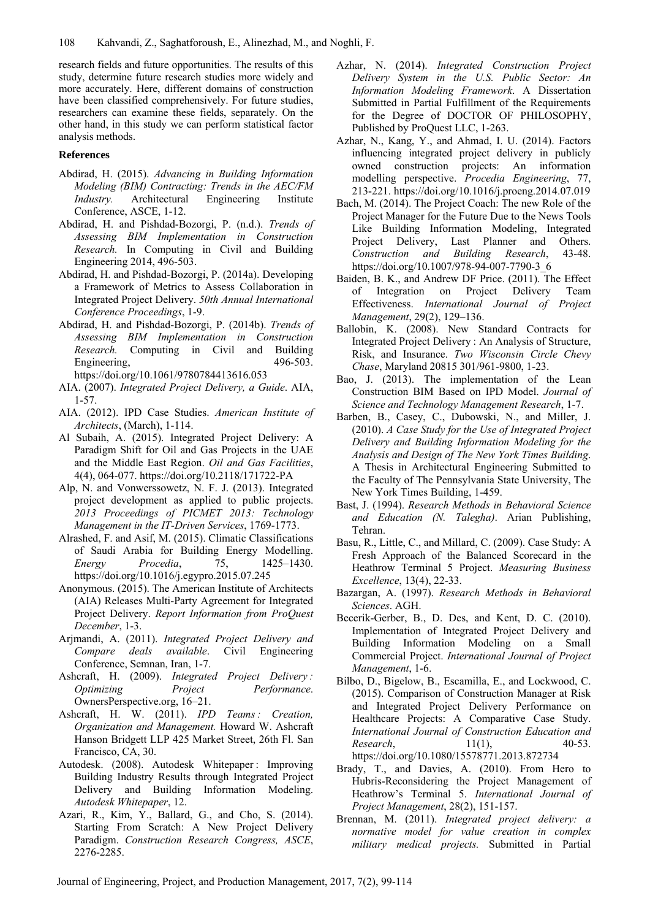research fields and future opportunities. The results of this study, determine future research studies more widely and more accurately. Here, different domains of construction have been classified comprehensively. For future studies, researchers can examine these fields, separately. On the other hand, in this study we can perform statistical factor analysis methods.

## References

Abdirad, H. (2015). *Advancing in Building Information Modeling (BIM) Contracting: Trends in the AEC/FM Industry.* Architectural Engineering Institute Conference, ASCE, 1-12.

Abdirad, H. and Pishdad-Bozorgi, P. (n.d.). *Trends of Assessing BIM Implementation in Construction Research.* In Computing in Civil and Building Engineering 2014, 496-503.

Abdirad, H. and Pishdad-Bozorgi, P. (2014a). Developing a Framework of Metrics to Assess Collaboration in Integrated Project Delivery. *50th Annual International Conference Proceedings*, 1-9.

Abdirad, H. and Pishdad-Bozorgi, P. (2014b). *Trends of Assessing BIM Implementation in Construction Research.* Computing in Civil and Building Engineering, 496-503. https://doi.org/10.1061/9780784413616.053

AIA. (2007). *Integrated Project Delivery, a Guide*. AIA, 1-57.

AIA. (2012). IPD Case Studies. *American Institute of Architects*, (March), 1-114.

Al Subaih, A. (2015). Integrated Project Delivery: A Paradigm Shift for Oil and Gas Projects in the UAE and the Middle East Region. *Oil and Gas Facilities*, 4(4), 064-077. https://doi.org/10.2118/171722-PA

Alp, N. and Vonwerssowetz, N. F. J. (2013). Integrated project development as applied to public projects. *2013 Proceedings of PICMET 2013: Technology Management in the IT-Driven Services*, 1769-1773.

Alrashed, F. and Asif, M. (2015). Climatic Classifications of Saudi Arabia for Building Energy Modelling. *Energy Procedia*, 75, 1425–1430. https://doi.org/10.1016/j.egypro.2015.07.245

Anonymous. (2015). The American Institute of Architects (AIA) Releases Multi-Party Agreement for Integrated Project Delivery. *Report Information from ProQuest December*, 1-3.

Arjmandi, A. (2011). *Integrated Project Delivery and Compare deals available*. Civil Engineering Conference, Semnan, Iran, 1-7.

Ashcraft, H. (2009). *Integrated Project Delivery : Optimizing Project Performance*. OwnersPerspective.org, 16–21.

Ashcraft, H. W. (2011). *IPD Teams : Creation, Organization and Management.* Howard W. Ashcraft Hanson Bridgett LLP 425 Market Street, 26th Fl. San Francisco, CA, 30.

Autodesk. (2008). Autodesk Whitepaper : Improving Building Industry Results through Integrated Project Delivery and Building Information Modeling. *Autodesk Whitepaper*, 12.

Azari, R., Kim, Y., Ballard, G., and Cho, S. (2014). Starting From Scratch: A New Project Delivery Paradigm. *Construction Research Congress, ASCE*, 2276-2285.

Azhar, N. (2014). *Integrated Construction Project Delivery System in the U.S. Public Sector: An Information Modeling Framework*. A Dissertation Submitted in Partial Fulfillment of the Requirements for the Degree of DOCTOR OF PHILOSOPHY, Published by ProQuest LLC, 1-263.

Azhar, N., Kang, Y., and Ahmad, I. U. (2014). Factors influencing integrated project delivery in publicly owned construction projects: An information modelling perspective. *Procedia Engineering*, 77, 213-221. https://doi.org/10.1016/j.proeng.2014.07.019

Bach, M. (2014). The Project Coach: The new Role of the Project Manager for the Future Due to the News Tools Like Building Information Modeling, Integrated Project Delivery, Last Planner and Others. *Construction and Building Research*, 43-48. https://doi.org/10.1007/978-94-007-7790-3_6

Baiden, B. K., and Andrew DF Price. (2011). The Effect of Integration on Project Delivery Team Effectiveness. *International Journal of Project Management*, 29(2), 129–136.

Ballobin, K. (2008). New Standard Contracts for Integrated Project Delivery : An Analysis of Structure, Risk, and Insurance. *Two Wisconsin Circle Chevy Chase*, Maryland 20815 301/961-9800, 1-23.

Bao, J. (2013). The implementation of the Lean Construction BIM Based on IPD Model. *Journal of Science and Technology Management Research*, 1-7.

Barben, B., Casey, C., Dubowski, N., and Miller, J. (2010). *A Case Study for the Use of Integrated Project Delivery and Building Information Modeling for the Analysis and Design of The New York Times Building*. A Thesis in Architectural Engineering Submitted to the Faculty of The Pennsylvania State University, The New York Times Building, 1-459.

Bast, J. (1994). *Research Methods in Behavioral Science and Education (N. Talegha)*. Arian Publishing, Tehran.

Basu, R., Little, C., and Millard, C. (2009). Case Study: A Fresh Approach of the Balanced Scorecard in the Heathrow Terminal 5 Project. *Measuring Business Excellence*, 13(4), 22-33.

Bazargan, A. (1997). *Research Methods in Behavioral Sciences*. AGH.

Becerik-Gerber, B., D. Des, and Kent, D. C. (2010). Implementation of Integrated Project Delivery and Building Information Modeling on a Small Commercial Project. *International Journal of Project Management*, 1-6.

Bilbo, D., Bigelow, B., Escamilla, E., and Lockwood, C. (2015). Comparison of Construction Manager at Risk and Integrated Project Delivery Performance on Healthcare Projects: A Comparative Case Study. *International Journal of Construction Education and Research*, 11(1), 40-53. https://doi.org/10.1080/15578771.2013.872734

Brady, T., and Davies, A. (2010). From Hero to Hubris-Reconsidering the Project Management of Heathrow's Terminal 5. *International Journal of Project Management*, 28(2), 151-157.

Brennan, M. (2011). *Integrated project delivery: a normative model for value creation in complex military medical projects.* Submitted in Partial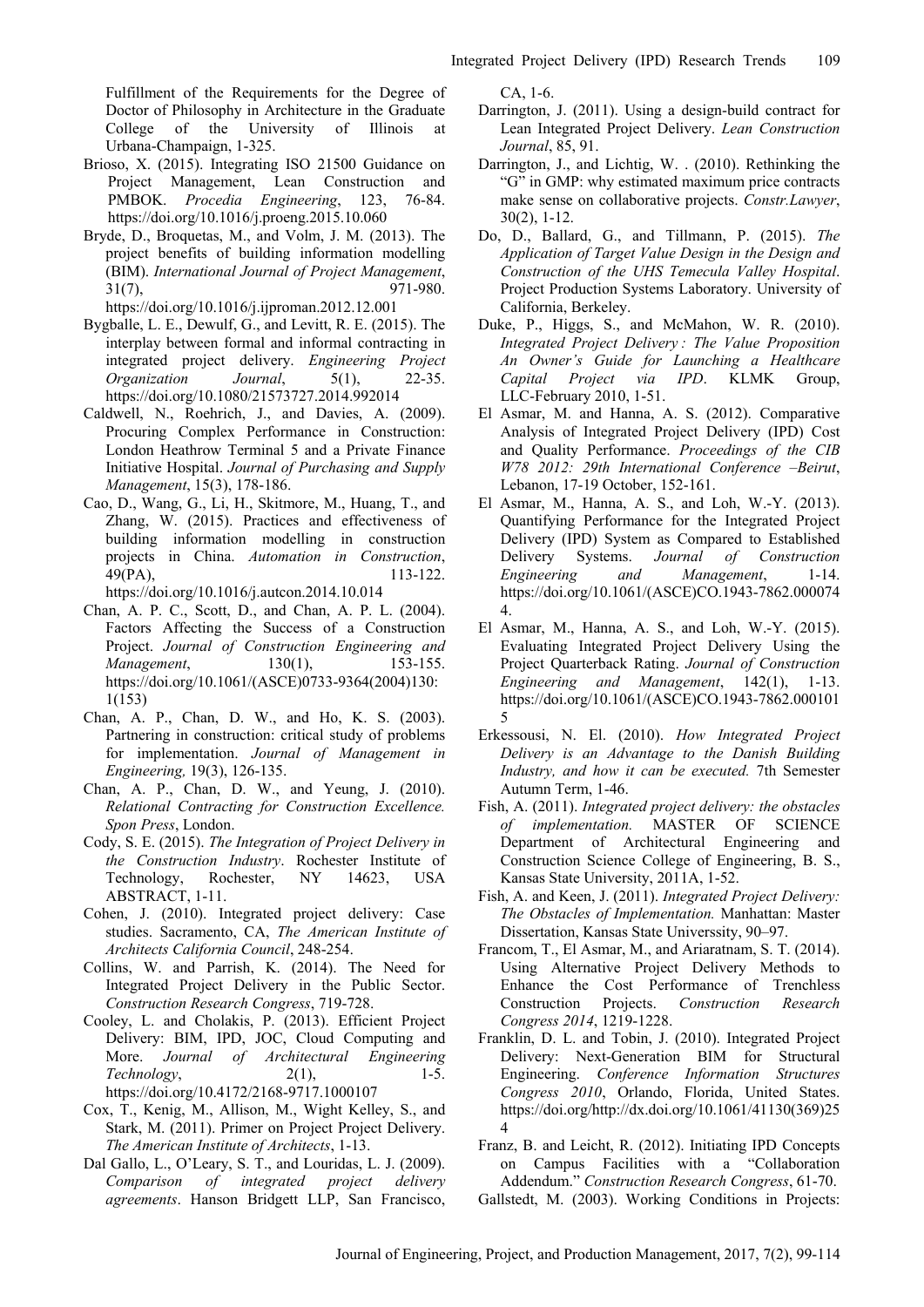Fulfillment of the Requirements for the Degree of Doctor of Philosophy in Architecture in the Graduate College of the University of Illinois at Urbana-Champaign, 1-325.

Brioso, X. (2015). Integrating ISO 21500 Guidance on Project Management, Lean Construction and PMBOK. *Procedia Engineering*, 123, 76-84. https://doi.org/10.1016/j.proeng.2015.10.060

Bryde, D., Broquetas, M., and Volm, J. M. (2013). The project benefits of building information modelling (BIM). *International Journal of Project Management*, 31(7), 971-980. https://doi.org/10.1016/j.ijproman.2012.12.001

Bygballe, L. E., Dewulf, G., and Levitt, R. E. (2015). The interplay between formal and informal contracting in integrated project delivery. *Engineering Project Organization Journal*, 5(1), 22-35. https://doi.org/10.1080/21573727.2014.992014

Caldwell, N., Roehrich, J., and Davies, A. (2009). Procuring Complex Performance in Construction: London Heathrow Terminal 5 and a Private Finance Initiative Hospital. *Journal of Purchasing and Supply Management*, 15(3), 178-186.

Cao, D., Wang, G., Li, H., Skitmore, M., Huang, T., and Zhang, W. (2015). Practices and effectiveness of building information modelling in construction projects in China. *Automation in Construction*, 49(PA), 113-122. https://doi.org/10.1016/j.autcon.2014.10.014

Chan, A. P. C., Scott, D., and Chan, A. P. L. (2004). Factors Affecting the Success of a Construction Project. *Journal of Construction Engineering and Management*, 130(1), 153-155. https://doi.org/10.1061/(ASCE)0733-9364(2004)130:1(153)

Chan, A. P., Chan, D. W., and Ho, K. S. (2003). Partnering in construction: critical study of problems for implementation. *Journal of Management in Engineering,* 19(3), 126-135.

Chan, A. P., Chan, D. W., and Yeung, J. (2010). *Relational Contracting for Construction Excellence. Spon Press*, London.

Cody, S. E. (2015). *The Integration of Project Delivery in the Construction Industry*. Rochester Institute of Technology, Rochester, NY 14623, USA ABSTRACT, 1-11.

Cohen, J. (2010). Integrated project delivery: Case studies. Sacramento, CA, *The American Institute of Architects California Council*, 248-254.

Collins, W. and Parrish, K. (2014). The Need for Integrated Project Delivery in the Public Sector. *Construction Research Congress*, 719-728.

Cooley, L. and Cholakis, P. (2013). Efficient Project Delivery: BIM, IPD, JOC, Cloud Computing and More. *Journal of Architectural Engineering Technology*, 2(1), 1-5. https://doi.org/10.4172/2168-9717.1000107

Cox, T., Kenig, M., Allison, M., Wight Kelley, S., and Stark, M. (2011). Primer on Project Project Delivery. *The American Institute of Architects*, 1-13.

Dal Gallo, L., O'Leary, S. T., and Louridas, L. J. (2009). *Comparison of integrated project delivery agreements*. Hanson Bridgett LLP, San Francisco, CA, 1-6.

Darrington, J. (2011). Using a design-build contract for Lean Integrated Project Delivery. *Lean Construction Journal*, 85, 91.

Darrington, J., and Lichtig, W. . (2010). Rethinking the "G" in GMP: why estimated maximum price contracts make sense on collaborative projects. *Constr.Lawyer*, 30(2), 1-12.

Do, D., Ballard, G., and Tillmann, P. (2015). *The Application of Target Value Design in the Design and Construction of the UHS Temecula Valley Hospital*. Project Production Systems Laboratory. University of California, Berkeley.

Duke, P., Higgs, S., and McMahon, W. R. (2010). *Integrated Project Delivery : The Value Proposition An Owner's Guide for Launching a Healthcare Capital Project via IPD*. KLMK Group, LLC-February 2010, 1-51.

El Asmar, M. and Hanna, A. S. (2012). Comparative Analysis of Integrated Project Delivery (IPD) Cost and Quality Performance. *Proceedings of the CIB W78 2012: 29th International Conference –Beirut*, Lebanon, 17-19 October, 152-161.

El Asmar, M., Hanna, A. S., and Loh, W.-Y. (2013). Quantifying Performance for the Integrated Project Delivery (IPD) System as Compared to Established Delivery Systems. *Journal of Construction Engineering and Management*, 1-14. https://doi.org/10.1061/(ASCE)CO.1943-7862.0000744.

El Asmar, M., Hanna, A. S., and Loh, W.-Y. (2015). Evaluating Integrated Project Delivery Using the Project Quarterback Rating. *Journal of Construction Engineering and Management*, 142(1), 1-13. https://doi.org/10.1061/(ASCE)CO.1943-7862.0001015

Erkessousi, N. El. (2010). *How Integrated Project Delivery is an Advantage to the Danish Building Industry, and how it can be executed.* 7th Semester Autumn Term, 1-46.

Fish, A. (2011). *Integrated project delivery: the obstacles of implementation.* MASTER OF SCIENCE Department of Architectural Engineering and Construction Science College of Engineering, B. S., Kansas State University, 2011A, 1-52.

Fish, A. and Keen, J. (2011). *Integrated Project Delivery: The Obstacles of Implementation.* Manhattan: Master Dissertation, Kansas State Universsity, 90–97.

Francom, T., El Asmar, M., and Ariaratnam, S. T. (2014). Using Alternative Project Delivery Methods to Enhance the Cost Performance of Trenchless Construction Projects. *Construction Research Congress 2014*, 1219-1228.

Franklin, D. L. and Tobin, J. (2010). Integrated Project Delivery: Next-Generation BIM for Structural Engineering. *Conference Information Structures Congress 2010*, Orlando, Florida, United States. https://doi.org/http://dx.doi.org/10.1061/41130(369)254

Franz, B. and Leicht, R. (2012). Initiating IPD Concepts on Campus Facilities with a "Collaboration Addendum." *Construction Research Congress*, 61-70.

Gallstedt, M. (2003). Working Conditions in Projects: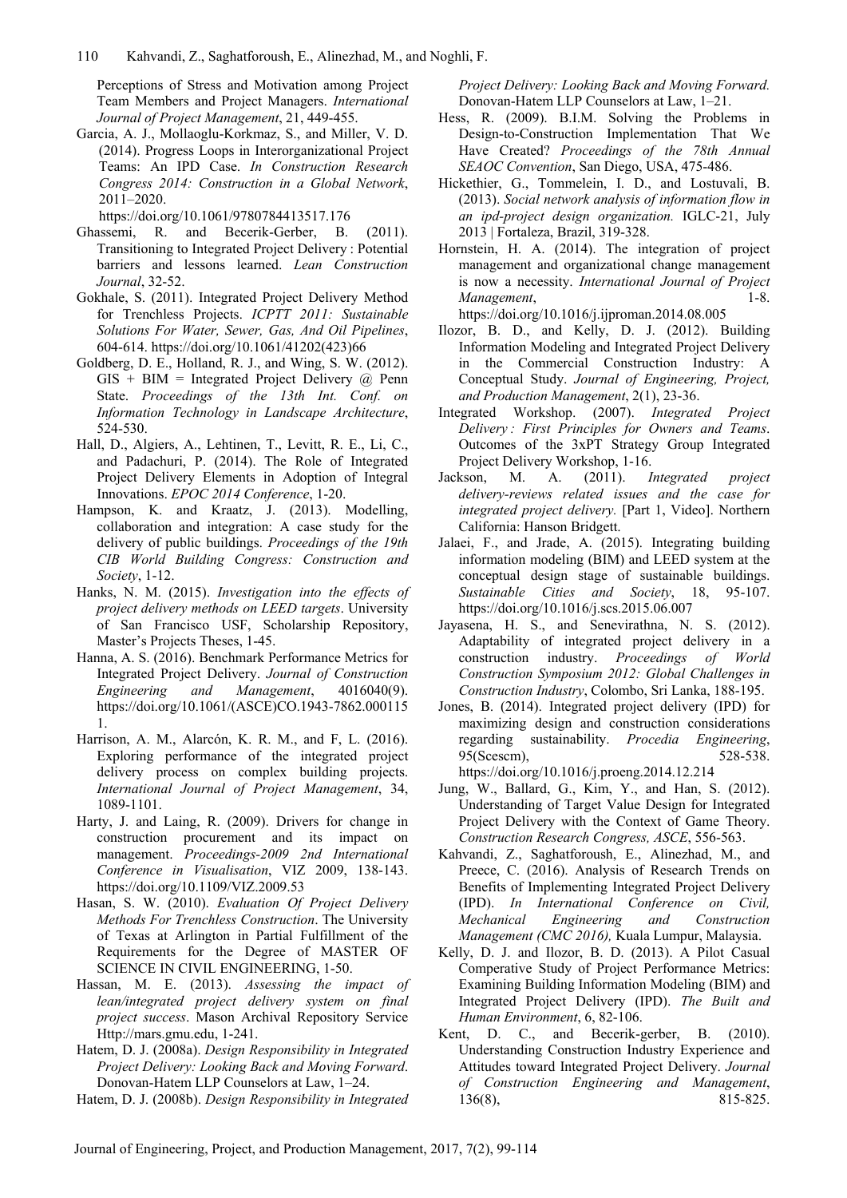Perceptions of Stress and Motivation among Project Team Members and Project Managers. *International Journal of Project Management*, 21, 449-455.

Garcia, A. J., Mollaoglu-Korkmaz, S., and Miller, V. D. (2014). Progress Loops in Interorganizational Project Teams: An IPD Case. *In Construction Research Congress 2014: Construction in a Global Network*, 2011–2020. https://doi.org/10.1061/9780784413517.176

Ghassemi, R. and Becerik-Gerber, B. (2011). Transitioning to Integrated Project Delivery : Potential barriers and lessons learned. *Lean Construction Journal*, 32-52.

Gokhale, S. (2011). Integrated Project Delivery Method for Trenchless Projects. *ICPTT 2011: Sustainable Solutions For Water, Sewer, Gas, And Oil Pipelines*, 604-614. https://doi.org/10.1061/41202(423)66

Goldberg, D. E., Holland, R. J., and Wing, S. W. (2012). GIS + BIM = Integrated Project Delivery @ Penn State. *Proceedings of the 13th Int. Conf. on Information Technology in Landscape Architecture*, 524-530.

Hall, D., Algiers, A., Lehtinen, T., Levitt, R. E., Li, C., and Padachuri, P. (2014). The Role of Integrated Project Delivery Elements in Adoption of Integral Innovations. *EPOC 2014 Conference*, 1-20.

Hampson, K. and Kraatz, J. (2013). Modelling, collaboration and integration: A case study for the delivery of public buildings. *Proceedings of the 19th CIB World Building Congress: Construction and Society*, 1-12.

Hanks, N. M. (2015). *Investigation into the effects of project delivery methods on LEED targets*. University of San Francisco USF, Scholarship Repository, Master's Projects Theses, 1-45.

Hanna, A. S. (2016). Benchmark Performance Metrics for Integrated Project Delivery. *Journal of Construction Engineering and Management*, 4016040(9). https://doi.org/10.1061/(ASCE)CO.1943-7862.0001151.

Harrison, A. M., Alarcón, K. R. M., and F, L. (2016). Exploring performance of the integrated project delivery process on complex building projects. *International Journal of Project Management*, 34, 1089-1101.

Harty, J. and Laing, R. (2009). Drivers for change in construction procurement and its impact on management. *Proceedings-2009 2nd International Conference in Visualisation*, VIZ 2009, 138-143. https://doi.org/10.1109/VIZ.2009.53

Hasan, S. W. (2010). *Evaluation Of Project Delivery Methods For Trenchless Construction*. The University of Texas at Arlington in Partial Fulfillment of the Requirements for the Degree of MASTER OF SCIENCE IN CIVIL ENGINEERING, 1-50.

Hassan, M. E. (2013). *Assessing the impact of lean/integrated project delivery system on final project success*. Mason Archival Repository Service Http://mars.gmu.edu, 1-241.

Hatem, D. J. (2008a). *Design Responsibility in Integrated Project Delivery: Looking Back and Moving Forward*. Donovan-Hatem LLP Counselors at Law, 1–24.

Hatem, D. J. (2008b). *Design Responsibility in Integrated Project Delivery: Looking Back and Moving Forward.* Donovan-Hatem LLP Counselors at Law, 1–21.

Hess, R. (2009). B.I.M. Solving the Problems in Design-to-Construction Implementation That We Have Created? *Proceedings of the 78th Annual SEAOC Convention*, San Diego, USA, 475-486.

Hickethier, G., Tommelein, I. D., and Lostuvali, B. (2013). *Social network analysis of information flow in an ipd-project design organization.* IGLC-21, July 2013 | Fortaleza, Brazil, 319-328.

Hornstein, H. A. (2014). The integration of project management and organizational change management is now a necessity. *International Journal of Project Management*, 1-8. https://doi.org/10.1016/j.ijproman.2014.08.005

Ilozor, B. D., and Kelly, D. J. (2012). Building Information Modeling and Integrated Project Delivery in the Commercial Construction Industry: A Conceptual Study. *Journal of Engineering, Project, and Production Management*, 2(1), 23-36.

Integrated Workshop. (2007). *Integrated Project Delivery : First Principles for Owners and Teams*. Outcomes of the 3xPT Strategy Group Integrated Project Delivery Workshop, 1-16.

Jackson, M. A. (2011). *Integrated project delivery-reviews related issues and the case for integrated project delivery.* [Part 1, Video]. Northern California: Hanson Bridgett.

Jalaei, F., and Jrade, A. (2015). Integrating building information modeling (BIM) and LEED system at the conceptual design stage of sustainable buildings. *Sustainable Cities and Society*, 18, 95-107. https://doi.org/10.1016/j.scs.2015.06.007

Jayasena, H. S., and Senevirathna, N. S. (2012). Adaptability of integrated project delivery in a construction industry. *Proceedings of World Construction Symposium 2012: Global Challenges in Construction Industry*, Colombo, Sri Lanka, 188-195.

Jones, B. (2014). Integrated project delivery (IPD) for maximizing design and construction considerations regarding sustainability. *Procedia Engineering*, 95(Scescm), 528-538. https://doi.org/10.1016/j.proeng.2014.12.214

Jung, W., Ballard, G., Kim, Y., and Han, S. (2012). Understanding of Target Value Design for Integrated Project Delivery with the Context of Game Theory. *Construction Research Congress, ASCE*, 556-563.

Kahvandi, Z., Saghatforoush, E., Alinezhad, M., and Preece, C. (2016). Analysis of Research Trends on Benefits of Implementing Integrated Project Delivery (IPD). *In International Conference on Civil, Mechanical Engineering and Construction Management (CMC 2016),* Kuala Lumpur, Malaysia.

Kelly, D. J. and Ilozor, B. D. (2013). A Pilot Casual Comperative Study of Project Performance Metrics: Examining Building Information Modeling (BIM) and Integrated Project Delivery (IPD). *The Built and Human Environment*, 6, 82-106.

Kent, D. C., and Becerik-gerber, B. (2010). Understanding Construction Industry Experience and Attitudes toward Integrated Project Delivery. *Journal of Construction Engineering and Management*, 136(8), 815-825.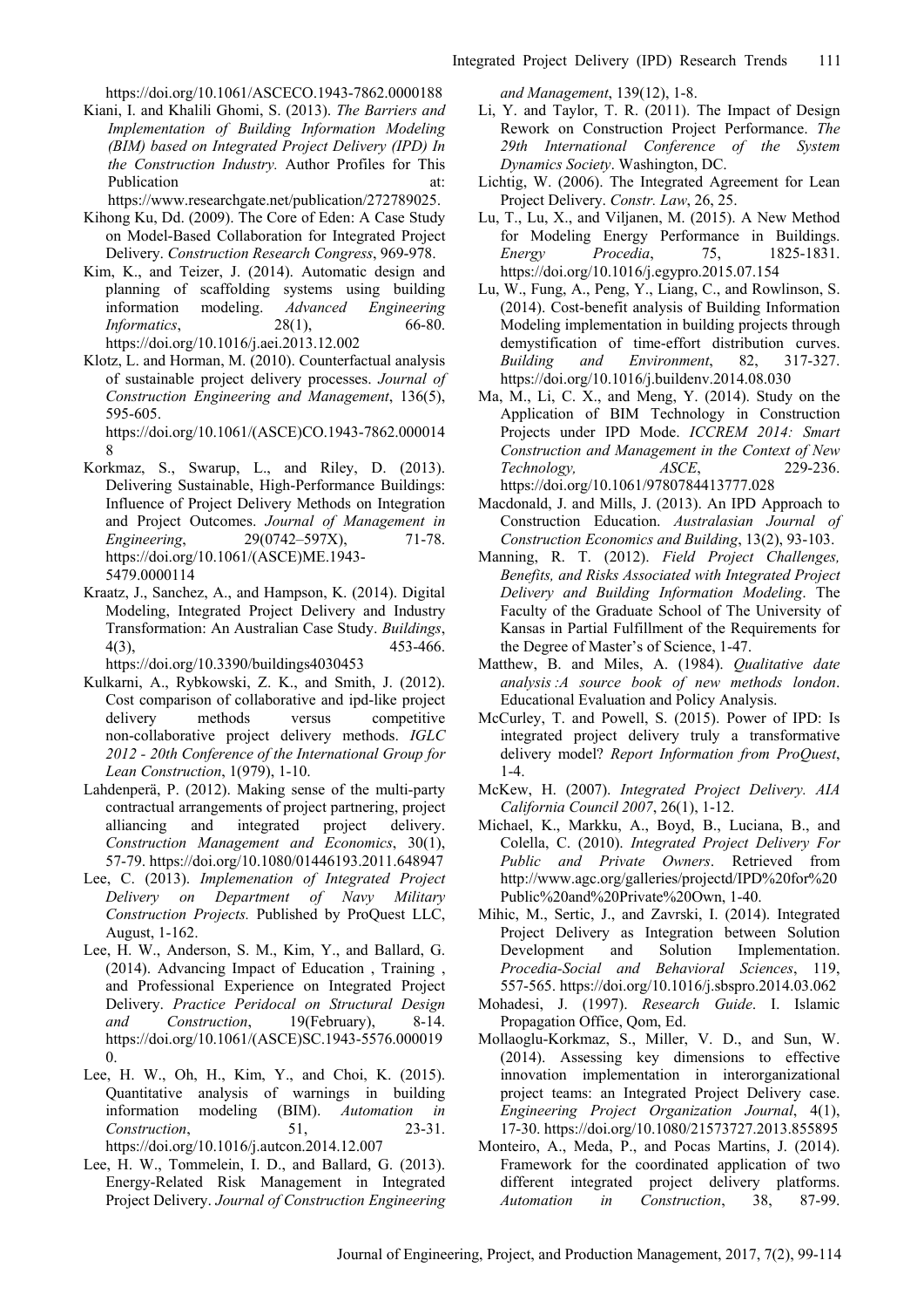https://doi.org/10.1061/ASCECO.1943-7862.0000188

Kiani, I. and Khalili Ghomi, S. (2013). *The Barriers and Implementation of Building Information Modeling (BIM) based on Integrated Project Delivery (IPD) In the Construction Industry.* Author Profiles for This Publication at: https://www.researchgate.net/publication/272789025.

Kihong Ku, Dd. (2009). The Core of Eden: A Case Study on Model-Based Collaboration for Integrated Project Delivery. *Construction Research Congress*, 969-978.

Kim, K., and Teizer, J. (2014). Automatic design and planning of scaffolding systems using building information modeling. *Advanced Engineering Informatics*, 28(1), 66-80. https://doi.org/10.1016/j.aei.2013.12.002

Klotz, L. and Horman, M. (2010). Counterfactual analysis of sustainable project delivery processes. *Journal of Construction Engineering and Management*, 136(5), 595-605. https://doi.org/10.1061/(ASCE)CO.1943-7862.0000148

Korkmaz, S., Swarup, L., and Riley, D. (2013). Delivering Sustainable, High-Performance Buildings: Influence of Project Delivery Methods on Integration and Project Outcomes. *Journal of Management in Engineering*, 29(0742–597X), 71-78. https://doi.org/10.1061/(ASCE)ME.1943-5479.0000114

Kraatz, J., Sanchez, A., and Hampson, K. (2014). Digital Modeling, Integrated Project Delivery and Industry Transformation: An Australian Case Study. *Buildings*, 4(3), 453-466. https://doi.org/10.3390/buildings4030453

Kulkarni, A., Rybkowski, Z. K., and Smith, J. (2012). Cost comparison of collaborative and ipd-like project delivery methods versus competitive non-collaborative project delivery methods. *IGLC 2012 - 20th Conference of the International Group for Lean Construction*, 1(979), 1-10.

Lahdenperä, P. (2012). Making sense of the multi-party contractual arrangements of project partnering, project alliancing and integrated project delivery. *Construction Management and Economics*, 30(1), 57-79. https://doi.org/10.1080/01446193.2011.648947

Lee, C. (2013). *Implemenation of Integrated Project Delivery on Department of Navy Military Construction Projects.* Published by ProQuest LLC, August, 1-162.

Lee, H. W., Anderson, S. M., Kim, Y., and Ballard, G. (2014). Advancing Impact of Education , Training , and Professional Experience on Integrated Project Delivery. *Practice Peridocal on Structural Design and Construction*, 19(February), 8-14. https://doi.org/10.1061/(ASCE)SC.1943-5576.0000190.

Lee, H. W., Oh, H., Kim, Y., and Choi, K. (2015). Quantitative analysis of warnings in building information modeling (BIM). *Automation in Construction*, 51, 23-31. https://doi.org/10.1016/j.autcon.2014.12.007

Lee, H. W., Tommelein, I. D., and Ballard, G. (2013). Energy-Related Risk Management in Integrated Project Delivery. *Journal of Construction Engineering and Management*, 139(12), 1-8.

Li, Y. and Taylor, T. R. (2011). The Impact of Design Rework on Construction Project Performance. *The 29th International Conference of the System Dynamics Society*. Washington, DC.

Lichtig, W. (2006). The Integrated Agreement for Lean Project Delivery. *Constr. Law*, 26, 25.

Lu, T., Lu, X., and Viljanen, M. (2015). A New Method for Modeling Energy Performance in Buildings. *Energy Procedia*, 75, 1825-1831. https://doi.org/10.1016/j.egypro.2015.07.154

Lu, W., Fung, A., Peng, Y., Liang, C., and Rowlinson, S. (2014). Cost-benefit analysis of Building Information Modeling implementation in building projects through demystification of time-effort distribution curves. *Building and Environment*, 82, 317-327. https://doi.org/10.1016/j.buildenv.2014.08.030

Ma, M., Li, C. X., and Meng, Y. (2014). Study on the Application of BIM Technology in Construction Projects under IPD Mode. *ICCREM 2014: Smart Construction and Management in the Context of New Technology, ASCE*, 229-236. https://doi.org/10.1061/9780784413777.028

Macdonald, J. and Mills, J. (2013). An IPD Approach to Construction Education. *Australasian Journal of Construction Economics and Building*, 13(2), 93-103.

Manning, R. T. (2012). *Field Project Challenges, Benefits, and Risks Associated with Integrated Project Delivery and Building Information Modeling*. The Faculty of the Graduate School of The University of Kansas in Partial Fulfillment of the Requirements for the Degree of Master's of Science, 1-47.

Matthew, B. and Miles, A. (1984). *Qualitative date analysis :A source book of new methods london*. Educational Evaluation and Policy Analysis.

McCurley, T. and Powell, S. (2015). Power of IPD: Is integrated project delivery truly a transformative delivery model? *Report Information from ProQuest*, 1-4.

McKew, H. (2007). *Integrated Project Delivery. AIA California Council 2007*, 26(1), 1-12.

Michael, K., Markku, A., Boyd, B., Luciana, B., and Colella, C. (2010). *Integrated Project Delivery For Public and Private Owners*. Retrieved from http://www.agc.org/galleries/projectd/IPD%20for%20Public%20and%20Private%20Own, 1-40.

Mihic, M., Sertic, J., and Zavrski, I. (2014). Integrated Project Delivery as Integration between Solution Development and Solution Implementation. *Procedia-Social and Behavioral Sciences*, 119, 557-565. https://doi.org/10.1016/j.sbspro.2014.03.062

Mohadesi, J. (1997). *Research Guide*. I. Islamic Propagation Office, Qom, Ed.

Mollaoglu-Korkmaz, S., Miller, V. D., and Sun, W. (2014). Assessing key dimensions to effective innovation implementation in interorganizational project teams: an Integrated Project Delivery case. *Engineering Project Organization Journal*, 4(1), 17-30. https://doi.org/10.1080/21573727.2013.855895

Monteiro, A., Meda, P., and Pocas Martins, J. (2014). Framework for the coordinated application of two different integrated project delivery platforms. *Automation in Construction*, 38, 87-99.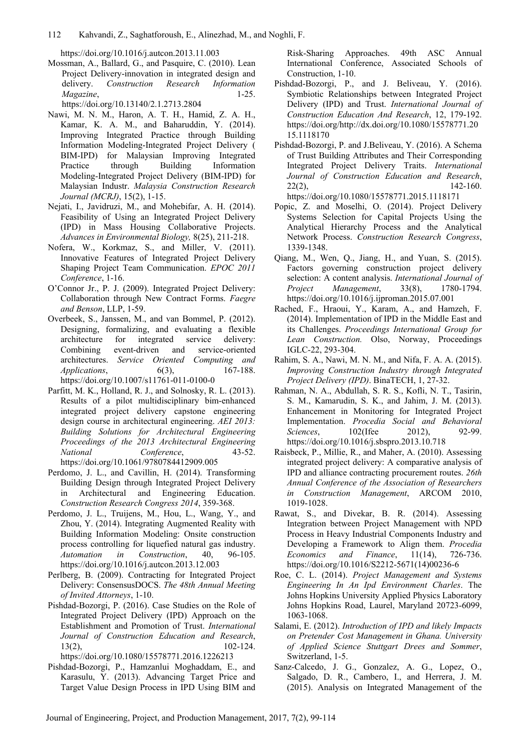https://doi.org/10.1016/j.autcon.2013.11.003

Mossman, A., Ballard, G., and Pasquire, C. (2010). Lean Project Delivery-innovation in integrated design and delivery. *Construction Research Information Magazine*, 1-25. https://doi.org/10.13140/2.1.2713.2804

Nawi, M. N. M., Haron, A. T. H., Hamid, Z. A. H., Kamar, K. A. M., and Baharuddin, Y. (2014). Improving Integrated Practice through Building Information Modeling-Integrated Project Delivery ( BIM-IPD) for Malaysian Improving Integrated Practice through Building Information Modeling-Integrated Project Delivery (BIM-IPD) for Malaysian Industr. *Malaysia Construction Research Journal (MCRJ)*, 15(2), 1-15.

Nejati, I., Javidruzi, M., and Mohebifar, A. H. (2014). Feasibility of Using an Integrated Project Delivery (IPD) in Mass Housing Collaborative Projects. *Advances in Environmental Biology,* 8(25), 211-218.

Nofera, W., Korkmaz, S., and Miller, V. (2011). Innovative Features of Integrated Project Delivery Shaping Project Team Communication. *EPOC 2011 Conference*, 1-16.

O'Connor Jr., P. J. (2009). Integrated Project Delivery: Collaboration through New Contract Forms. *Faegre and Benson*, LLP, 1-59.

Overbeek, S., Janssen, M., and van Bommel, P. (2012). Designing, formalizing, and evaluating a flexible architecture for integrated service delivery: Combining event-driven and service-oriented architectures. *Service Oriented Computing and Applications*, 6(3), 167-188. https://doi.org/10.1007/s11761-011-0100-0

Parfitt, M. K., Holland, R. J., and Solnosky, R. L. (2013). Results of a pilot multidisciplinary bim-enhanced integrated project delivery capstone engineering design course in architectural engineering. *AEI 2013: Building Solutions for Architectural Engineering Proceedings of the 2013 Architectural Engineering National Conference*, 43-52. https://doi.org/10.1061/9780784412909.005

Perdomo, J. L., and Cavillin, H. (2014). Transforming Building Design through Integrated Project Delivery in Architectural and Engineering Education. *Construction Research Congress 2014*, 359-368.

Perdomo, J. L., Truijens, M., Hou, L., Wang, Y., and Zhou, Y. (2014). Integrating Augmented Reality with Building Information Modeling: Onsite construction process controlling for liquefied natural gas industry. *Automation in Construction*, 40, 96-105. https://doi.org/10.1016/j.autcon.2013.12.003

Perlberg, B. (2009). Contracting for Integrated Project Delivery: ConsensusDOCS. *The 48th Annual Meeting of Invited Attorneys*, 1-10.

Pishdad-Bozorgi, P. (2016). Case Studies on the Role of Integrated Project Delivery (IPD) Approach on the Establishment and Promotion of Trust. *International Journal of Construction Education and Research*, 13(2), 102-124. https://doi.org/10.1080/15578771.2016.1226213

Pishdad-Bozorgi, P., Hamzanlui Moghaddam, E., and Karasulu, Y. (2013). Advancing Target Price and Target Value Design Process in IPD Using BIM and Risk-Sharing Approaches. 49th ASC Annual International Conference, Associated Schools of Construction, 1-10.

Pishdad-Bozorgi, P., and J. Beliveau, Y. (2016). Symbiotic Relationships between Integrated Project Delivery (IPD) and Trust. *International Journal of Construction Education And Research*, 12, 179-192. https://doi.org/http://dx.doi.org/10.1080/15578771.2015.1118170

Pishdad-Bozorgi, P. and J.Beliveau, Y. (2016). A Schema of Trust Building Attributes and Their Corresponding Integrated Project Delivery Traits. *International Journal of Construction Education and Research*, 22(2), 142-160. https://doi.org/10.1080/15578771.2015.1118171

Popic, Z. and Moselhi, O. (2014). Project Delivery Systems Selection for Capital Projects Using the Analytical Hierarchy Process and the Analytical Network Process. *Construction Research Congress*, 1339-1348.

Qiang, M., Wen, Q., Jiang, H., and Yuan, S. (2015). Factors governing construction project delivery selection: A content analysis. *International Journal of Project Management*, 33(8), 1780-1794. https://doi.org/10.1016/j.ijproman.2015.07.001

Rached, F., Hraoui, Y., Karam, A., and Hamzeh, F. (2014). Implementation of IPD in the Middle East and its Challenges. *Proceedings International Group for Lean Construction.* Olso, Norway, Proceedings IGLC-22, 293-304.

Rahim, S. A., Nawi, M. N. M., and Nifa, F. A. A. (2015). *Improving Construction Industry through Integrated Project Delivery (IPD)*. BinaTECH, 1, 27-32.

Rahman, N. A., Abdullah, S. R. S., Kofli, N. T., Tasirin, S. M., Kamarudin, S. K., and Jahim, J. M. (2013). Enhancement in Monitoring for Integrated Project Implementation. *Procedia Social and Behavioral Sciences*, 102(Ifee 2012), 92-99. https://doi.org/10.1016/j.sbspro.2013.10.718

Raisbeck, P., Millie, R., and Maher, A. (2010). Assessing integrated project delivery: A comparative analysis of IPD and alliance contracting procurement routes. *26th Annual Conference of the Association of Researchers in Construction Management*, ARCOM 2010, 1019-1028.

Rawat, S., and Divekar, B. R. (2014). Assessing Integration between Project Management with NPD Process in Heavy Industrial Components Industry and Developing a Framework to Align them. *Procedia Economics and Finance*, 11(14), 726-736. https://doi.org/10.1016/S2212-5671(14)00236-6

Roe, C. L. (2014). *Project Management and Systems Engineering In An Ipd Environment Charles*. The Johns Hopkins University Applied Physics Laboratory Johns Hopkins Road, Laurel, Maryland 20723-6099, 1063-1068.

Salami, E. (2012). *Introduction of IPD and likely Impacts on Pretender Cost Management in Ghana. University of Applied Science Stuttgart Drees and Sommer*, Switzerland, 1-5.

Sanz-Calcedo, J. G., Gonzalez, A. G., Lopez, O., Salgado, D. R., Cambero, I., and Herrera, J. M. (2015). Analysis on Integrated Management of the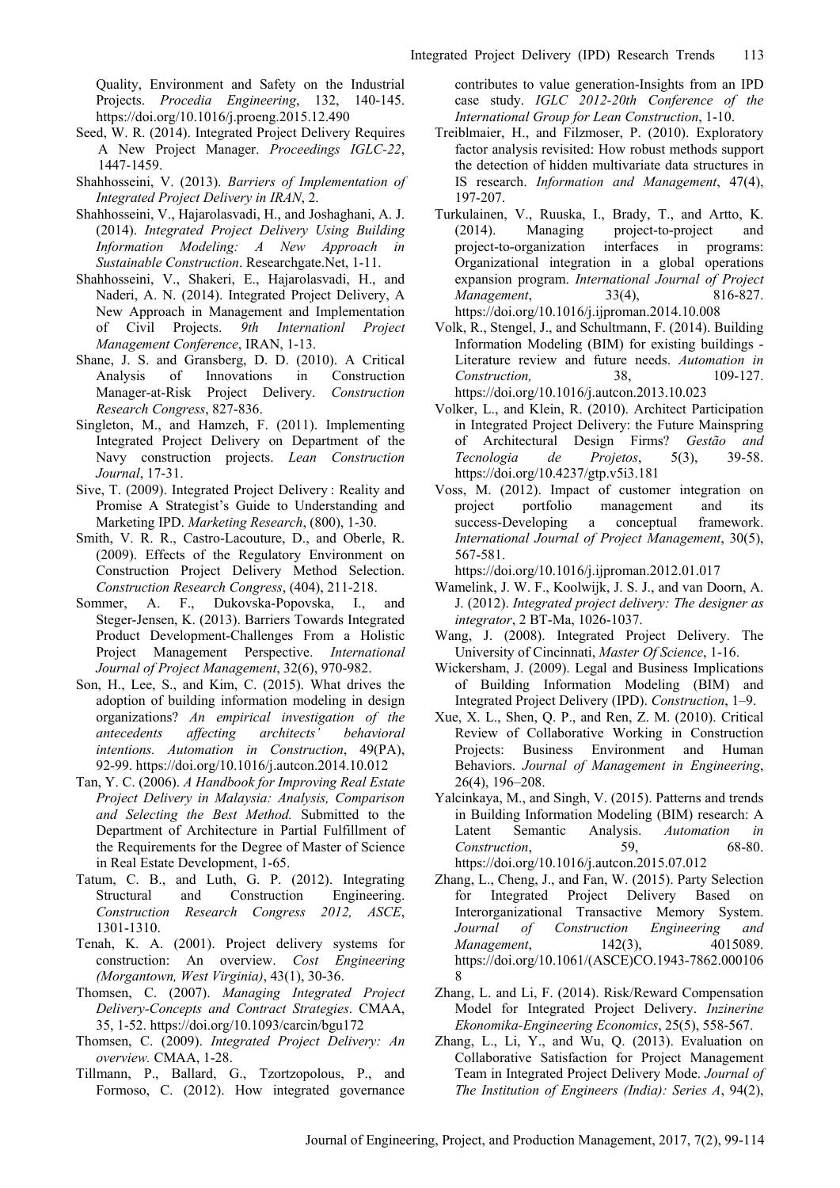Quality, Environment and Safety on the Industrial Projects. *Procedia Engineering*, 132, 140-145. https://doi.org/10.1016/j.proeng.2015.12.490

Seed, W. R. (2014). Integrated Project Delivery Requires A New Project Manager. *Proceedings IGLC-22*, 1447-1459.

Shahhosseini, V. (2013). *Barriers of Implementation of Integrated Project Delivery in IRAN*, 2.

Shahhosseini, V., Hajarolasvadi, H., and Joshaghani, A. J. (2014). *Integrated Project Delivery Using Building Information Modeling: A New Approach in Sustainable Construction*. Researchgate.Net, 1-11.

Shahhosseini, V., Shakeri, E., Hajarolasvadi, H., and Naderi, A. N. (2014). Integrated Project Delivery, A New Approach in Management and Implementation of Civil Projects. *9th Internationl Project Management Conference*, IRAN, 1-13.

Shane, J. S. and Gransberg, D. D. (2010). A Critical Analysis of Innovations in Construction Manager-at-Risk Project Delivery. *Construction Research Congress*, 827-836.

Singleton, M., and Hamzeh, F. (2011). Implementing Integrated Project Delivery on Department of the Navy construction projects. *Lean Construction Journal*, 17-31.

Sive, T. (2009). Integrated Project Delivery : Reality and Promise A Strategist's Guide to Understanding and Marketing IPD. *Marketing Research*, (800), 1-30.

Smith, V. R. R., Castro-Lacouture, D., and Oberle, R. (2009). Effects of the Regulatory Environment on Construction Project Delivery Method Selection. *Construction Research Congress*, (404), 211-218.

Sommer, A. F., Dukovska-Popovska, I., and Steger-Jensen, K. (2013). Barriers Towards Integrated Product Development-Challenges From a Holistic Project Management Perspective. *International Journal of Project Management*, 32(6), 970-982.

Son, H., Lee, S., and Kim, C. (2015). What drives the adoption of building information modeling in design organizations? *An empirical investigation of the antecedents affecting architects' behavioral intentions. Automation in Construction*, 49(PA), 92-99. https://doi.org/10.1016/j.autcon.2014.10.012

Tan, Y. C. (2006). *A Handbook for Improving Real Estate Project Delivery in Malaysia: Analysis, Comparison and Selecting the Best Method.* Submitted to the Department of Architecture in Partial Fulfillment of the Requirements for the Degree of Master of Science in Real Estate Development, 1-65.

Tatum, C. B., and Luth, G. P. (2012). Integrating Structural and Construction Engineering. *Construction Research Congress 2012, ASCE*, 1301-1310.

Tenah, K. A. (2001). Project delivery systems for construction: An overview. *Cost Engineering (Morgantown, West Virginia)*, 43(1), 30-36.

Thomsen, C. (2007). *Managing Integrated Project Delivery-Concepts and Contract Strategies*. CMAA, 35, 1-52. https://doi.org/10.1093/carcin/bgu172

Thomsen, C. (2009). *Integrated Project Delivery: An overview.* CMAA, 1-28.

Tillmann, P., Ballard, G., Tzortzopolous, P., and Formoso, C. (2012). How integrated governance contributes to value generation-Insights from an IPD case study. *IGLC 2012-20th Conference of the International Group for Lean Construction*, 1-10.

Treiblmaier, H., and Filzmoser, P. (2010). Exploratory factor analysis revisited: How robust methods support the detection of hidden multivariate data structures in IS research. *Information and Management*, 47(4), 197-207.

Turkulainen, V., Ruuska, I., Brady, T., and Artto, K. (2014). Managing project-to-project and project-to-organization interfaces in programs: Organizational integration in a global operations expansion program. *International Journal of Project Management*, 33(4), 816-827. https://doi.org/10.1016/j.ijproman.2014.10.008

Volk, R., Stengel, J., and Schultmann, F. (2014). Building Information Modeling (BIM) for existing buildings - Literature review and future needs. *Automation in Construction,* 38, 109-127. https://doi.org/10.1016/j.autcon.2013.10.023

Volker, L., and Klein, R. (2010). Architect Participation in Integrated Project Delivery: the Future Mainspring of Architectural Design Firms? *Gestão and Tecnologia de Projetos*, 5(3), 39-58. https://doi.org/10.4237/gtp.v5i3.181

Voss, M. (2012). Impact of customer integration on project portfolio management and its success-Developing a conceptual framework. *International Journal of Project Management*, 30(5), 567-581. https://doi.org/10.1016/j.ijproman.2012.01.017

Wamelink, J. W. F., Koolwijk, J. S. J., and van Doorn, A. J. (2012). *Integrated project delivery: The designer as integrator*, 2 BT-Ma, 1026-1037.

Wang, J. (2008). Integrated Project Delivery. The University of Cincinnati, *Master Of Science*, 1-16.

Wickersham, J. (2009). Legal and Business Implications of Building Information Modeling (BIM) and Integrated Project Delivery (IPD). *Construction*, 1–9.

Xue, X. L., Shen, Q. P., and Ren, Z. M. (2010). Critical Review of Collaborative Working in Construction Projects: Business Environment and Human Behaviors. *Journal of Management in Engineering*, 26(4), 196–208.

Yalcinkaya, M., and Singh, V. (2015). Patterns and trends in Building Information Modeling (BIM) research: A Latent Semantic Analysis. *Automation in Construction*, 59, 68-80. https://doi.org/10.1016/j.autcon.2015.07.012

Zhang, L., Cheng, J., and Fan, W. (2015). Party Selection for Integrated Project Delivery Based on Interorganizational Transactive Memory System. *Journal of Construction Engineering and Management*, 142(3), 4015089. https://doi.org/10.1061/(ASCE)CO.1943-7862.0001068

Zhang, L. and Li, F. (2014). Risk/Reward Compensation Model for Integrated Project Delivery. *Inzinerine Ekonomika-Engineering Economics*, 25(5), 558-567.

Zhang, L., Li, Y., and Wu, Q. (2013). Evaluation on Collaborative Satisfaction for Project Management Team in Integrated Project Delivery Mode. *Journal of The Institution of Engineers (India): Series A*, 94(2),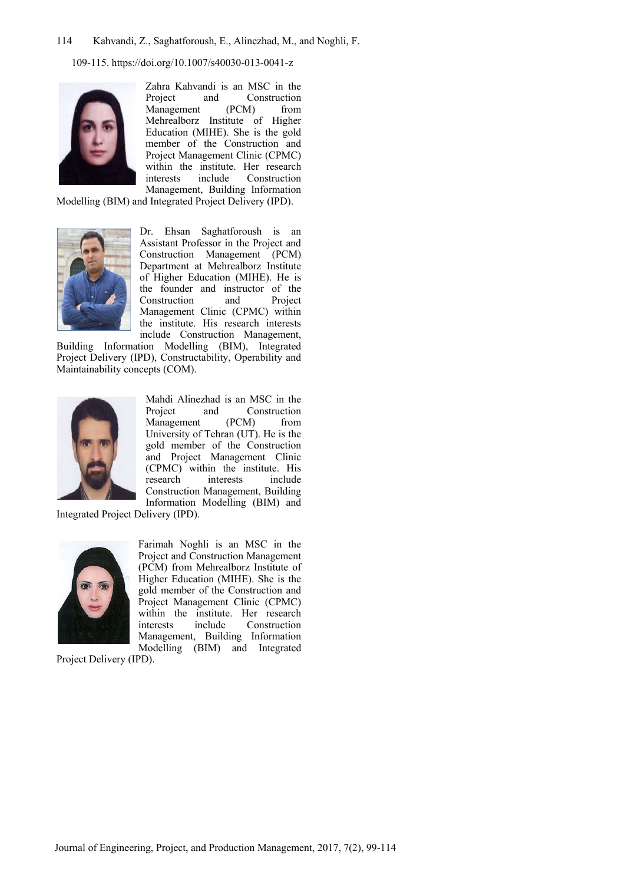109-115. https://doi.org/10.1007/s40030-013-0041-z

Zahra Kahvandi is an MSC in the Project and Construction Management (PCM) from Mehrealborz Institute of Higher Education (MIHE). She is the gold member of the Construction and Project Management Clinic (CPMC) within the institute. Her research interests include Construction Management, Building Information Modelling (BIM) and Integrated Project Delivery (IPD).

Dr. Ehsan Saghatforoush is an Assistant Professor in the Project and Construction Management (PCM) Department at Mehrealborz Institute of Higher Education (MIHE). He is the founder and instructor of the Construction and Project Management Clinic (CPMC) within the institute. His research interests include Construction Management, Building Information Modelling (BIM), Integrated Project Delivery (IPD), Constructability, Operability and Maintainability concepts (COM).

Mahdi Alinezhad is an MSC in the Project and Construction Management (PCM) from University of Tehran (UT). He is the gold member of the Construction and Project Management Clinic (CPMC) within the institute. His research interests include Construction Management, Building Information Modelling (BIM) and Integrated Project Delivery (IPD).

Farimah Noghli is an MSC in the Project and Construction Management (PCM) from Mehrealborz Institute of Higher Education (MIHE). She is the gold member of the Construction and Project Management Clinic (CPMC) within the institute. Her research interests include Construction Management, Building Information Modelling (BIM) and Integrated Project Delivery (IPD).